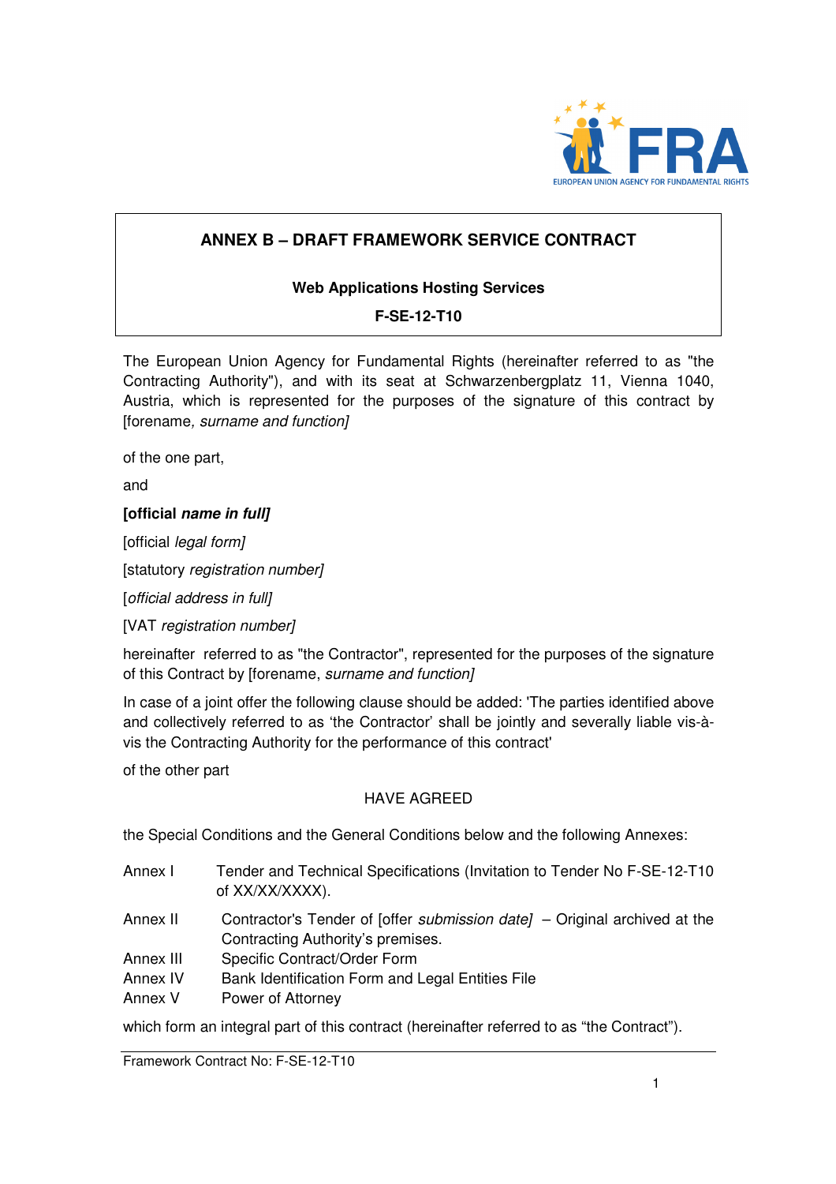**ANNEX B – DRAFT FRAMEWORK SERVICE CONTRACT**

**Web Applications Hosting Services**

**F-SE-12-T10**

The European Union Agency for Fundamental Rights (hereinafter referred to as "the Contracting Authority"), and with its seat at Schwarzenbergplatz 11, Vienna 1040, Austria, which is represented for the purposes of the signature of this contract by [forename*, surname and function]*

of the one part,

and

**[official *name in full]***

[official *legal form]*

[statutory *registration number]*

[*official address in full]*

[VAT *registration number]*

hereinafter referred to as "the Contractor", represented for the purposes of the signature of this Contract by [forename, *surname and function]*

In case of a joint offer the following clause should be added: 'The parties identified above and collectively referred to as 'the Contractor' shall be jointly and severally liable vis-à-vis the Contracting Authority for the performance of this contract'

of the other part

HAVE AGREED

the Special Conditions and the General Conditions below and the following Annexes:

Annex I Tender and Technical Specifications (Invitation to Tender No F-SE-12-T10 of XX/XX/XXXX).

Annex II Contractor's Tender of [offer *submission date]* – Original archived at the Contracting Authority's premises.

Annex III Specific Contract/Order Form

Annex IV Bank Identification Form and Legal Entities File

Annex V Power of Attorney

which form an integral part of this contract (hereinafter referred to as "the Contract").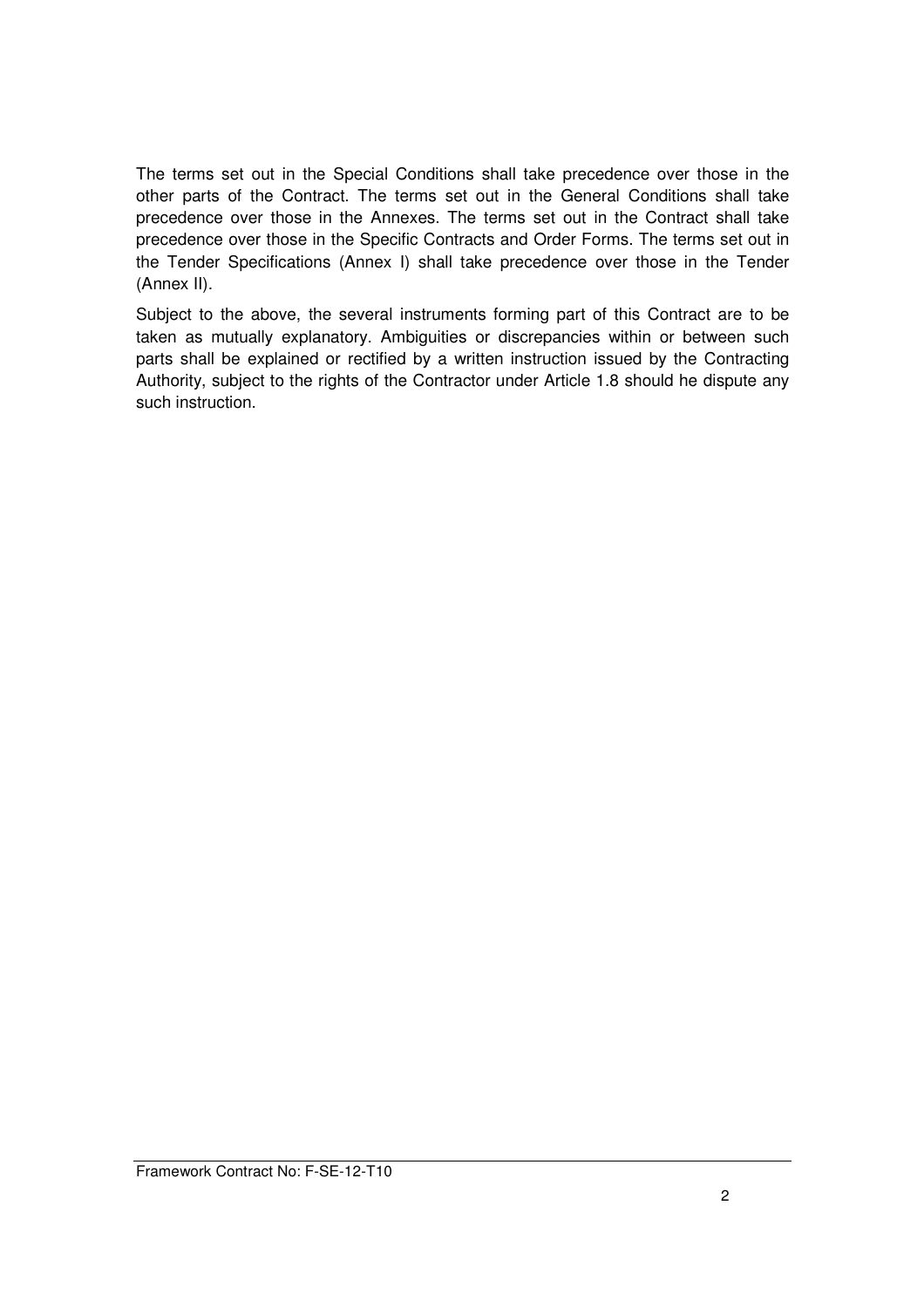The terms set out in the Special Conditions shall take precedence over those in the other parts of the Contract. The terms set out in the General Conditions shall take precedence over those in the Annexes. The terms set out in the Contract shall take precedence over those in the Specific Contracts and Order Forms. The terms set out in the Tender Specifications (Annex I) shall take precedence over those in the Tender (Annex II).

Subject to the above, the several instruments forming part of this Contract are to be taken as mutually explanatory. Ambiguities or discrepancies within or between such parts shall be explained or rectified by a written instruction issued by the Contracting Authority, subject to the rights of the Contractor under Article 1.8 should he dispute any such instruction.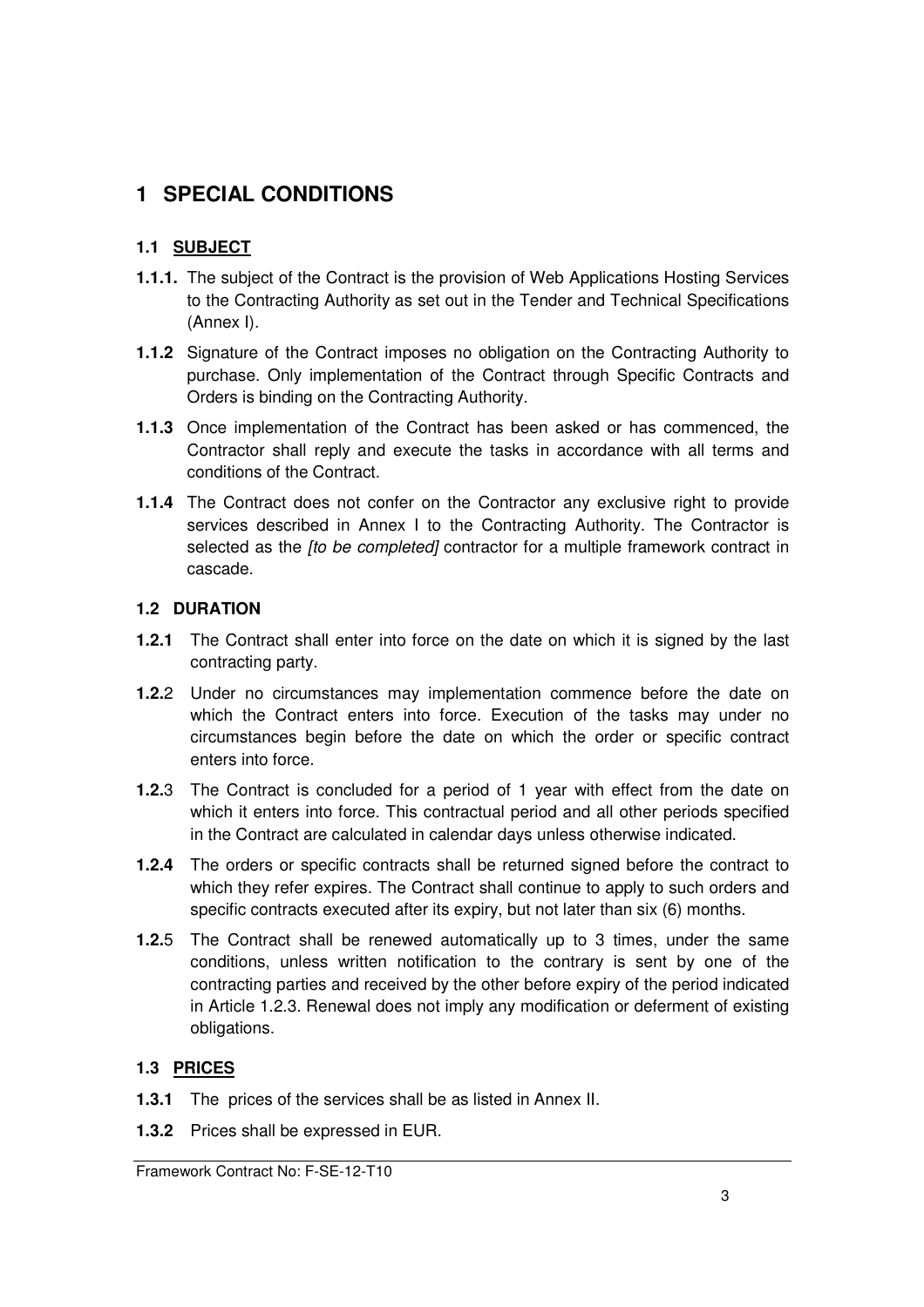# 1 SPECIAL CONDITIONS

## 1.1 SUBJECT

**1.1.1.** The subject of the Contract is the provision of Web Applications Hosting Services to the Contracting Authority as set out in the Tender and Technical Specifications (Annex I).

**1.1.2** Signature of the Contract imposes no obligation on the Contracting Authority to purchase. Only implementation of the Contract through Specific Contracts and Orders is binding on the Contracting Authority.

**1.1.3** Once implementation of the Contract has been asked or has commenced, the Contractor shall reply and execute the tasks in accordance with all terms and conditions of the Contract.

**1.1.4** The Contract does not confer on the Contractor any exclusive right to provide services described in Annex I to the Contracting Authority. The Contractor is selected as the *[to be completed]* contractor for a multiple framework contract in cascade.

## 1.2 DURATION

**1.2.1** The Contract shall enter into force on the date on which it is signed by the last contracting party.

**1.2.**2 Under no circumstances may implementation commence before the date on which the Contract enters into force. Execution of the tasks may under no circumstances begin before the date on which the order or specific contract enters into force.

**1.2.**3 The Contract is concluded for a period of 1 year with effect from the date on which it enters into force. This contractual period and all other periods specified in the Contract are calculated in calendar days unless otherwise indicated.

**1.2.4** The orders or specific contracts shall be returned signed before the contract to which they refer expires. The Contract shall continue to apply to such orders and specific contracts executed after its expiry, but not later than six (6) months.

**1.2.**5 The Contract shall be renewed automatically up to 3 times, under the same conditions, unless written notification to the contrary is sent by one of the contracting parties and received by the other before expiry of the period indicated in Article 1.2.3. Renewal does not imply any modification or deferment of existing obligations.

## 1.3 PRICES

**1.3.1** The prices of the services shall be as listed in Annex II.

**1.3.2** Prices shall be expressed in EUR.

Framework Contract No: F-SE-12-T10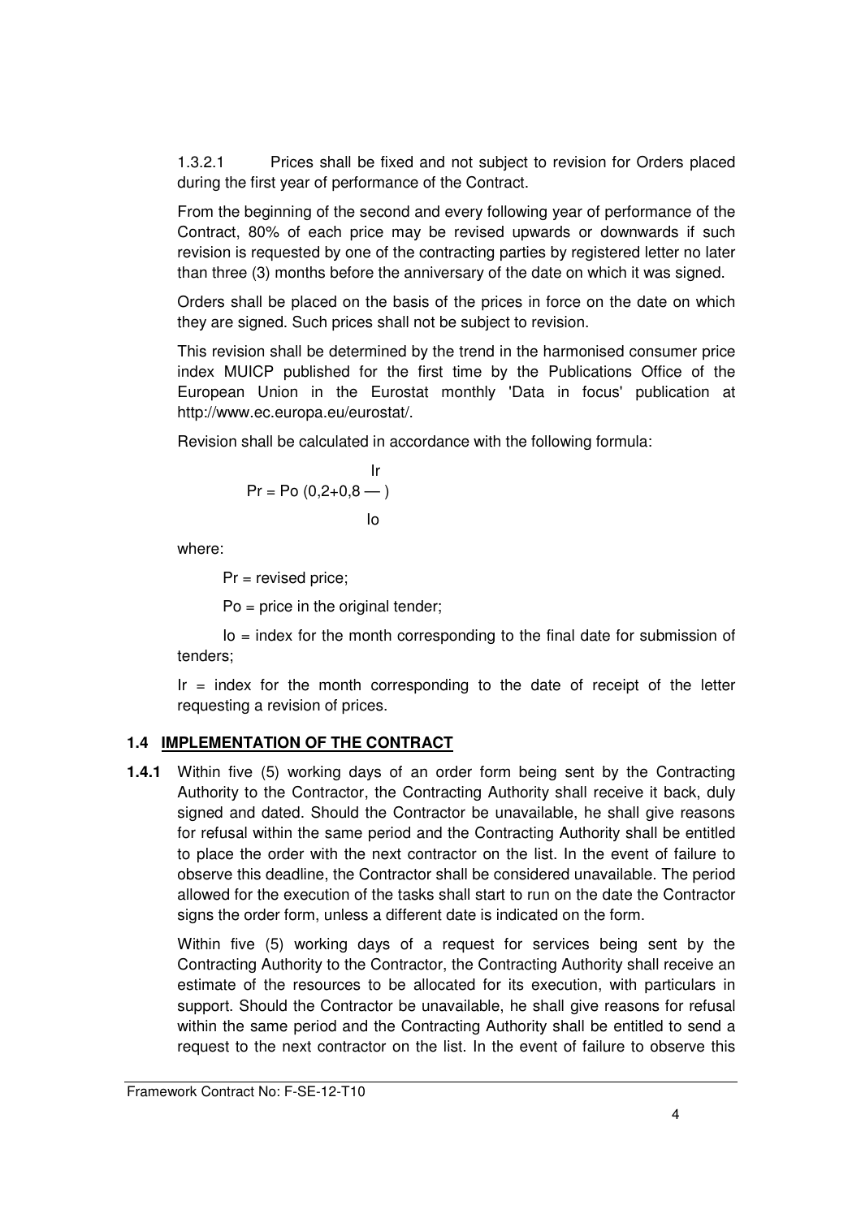1.3.2.1 Prices shall be fixed and not subject to revision for Orders placed during the first year of performance of the Contract.

From the beginning of the second and every following year of performance of the Contract, 80% of each price may be revised upwards or downwards if such revision is requested by one of the contracting parties by registered letter no later than three (3) months before the anniversary of the date on which it was signed.

Orders shall be placed on the basis of the prices in force on the date on which they are signed. Such prices shall not be subject to revision.

This revision shall be determined by the trend in the harmonised consumer price index MUICP published for the first time by the Publications Office of the European Union in the Eurostat monthly 'Data in focus' publication at http://www.ec.europa.eu/eurostat/.

Revision shall be calculated in accordance with the following formula:

$$Pr = Po\left(0{,}2 + 0{,}8\,\frac{Ir}{Io}\right)$$

where:

$Pr$ = revised price;

$Po$ = price in the original tender;

$Io$ = index for the month corresponding to the final date for submission of tenders;

$Ir$ = index for the month corresponding to the date of receipt of the letter requesting a revision of prices.

## 1.4 IMPLEMENTATION OF THE CONTRACT

**1.4.1** Within five (5) working days of an order form being sent by the Contracting Authority to the Contractor, the Contracting Authority shall receive it back, duly signed and dated. Should the Contractor be unavailable, he shall give reasons for refusal within the same period and the Contracting Authority shall be entitled to place the order with the next contractor on the list. In the event of failure to observe this deadline, the Contractor shall be considered unavailable. The period allowed for the execution of the tasks shall start to run on the date the Contractor signs the order form, unless a different date is indicated on the form.

Within five (5) working days of a request for services being sent by the Contracting Authority to the Contractor, the Contracting Authority shall receive an estimate of the resources to be allocated for its execution, with particulars in support. Should the Contractor be unavailable, he shall give reasons for refusal within the same period and the Contracting Authority shall be entitled to send a request to the next contractor on the list. In the event of failure to observe this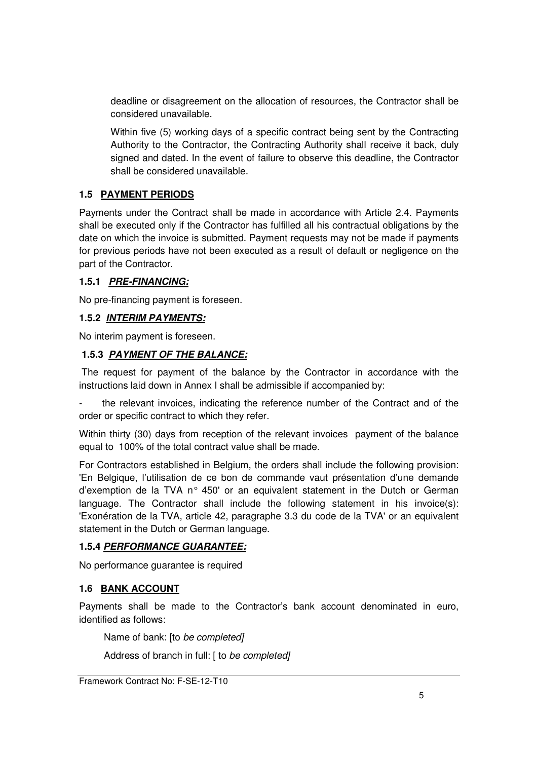deadline or disagreement on the allocation of resources, the Contractor shall be considered unavailable.

Within five (5) working days of a specific contract being sent by the Contracting Authority to the Contractor, the Contracting Authority shall receive it back, duly signed and dated. In the event of failure to observe this deadline, the Contractor shall be considered unavailable.

### 1.5 PAYMENT PERIODS

Payments under the Contract shall be made in accordance with Article 2.4. Payments shall be executed only if the Contractor has fulfilled all his contractual obligations by the date on which the invoice is submitted. Payment requests may not be made if payments for previous periods have not been executed as a result of default or negligence on the part of the Contractor.

#### 1.5.1 *PRE-FINANCING:*

No pre-financing payment is foreseen.

#### 1.5.2 *INTERIM PAYMENTS:*

No interim payment is foreseen.

#### 1.5.3 *PAYMENT OF THE BALANCE:*

The request for payment of the balance by the Contractor in accordance with the instructions laid down in Annex I shall be admissible if accompanied by:

- the relevant invoices, indicating the reference number of the Contract and of the order or specific contract to which they refer.

Within thirty (30) days from reception of the relevant invoices payment of the balance equal to 100% of the total contract value shall be made.

For Contractors established in Belgium, the orders shall include the following provision: 'En Belgique, l'utilisation de ce bon de commande vaut présentation d'une demande d'exemption de la TVA n° 450' or an equivalent statement in the Dutch or German language. The Contractor shall include the following statement in his invoice(s): 'Exonération de la TVA, article 42, paragraphe 3.3 du code de la TVA' or an equivalent statement in the Dutch or German language.

#### 1.5.4 *PERFORMANCE GUARANTEE:*

No performance guarantee is required

### 1.6 BANK ACCOUNT

Payments shall be made to the Contractor's bank account denominated in euro, identified as follows:

Name of bank: [to *be completed]*

Address of branch in full: [ to *be completed]*

Framework Contract No: F-SE-12-T10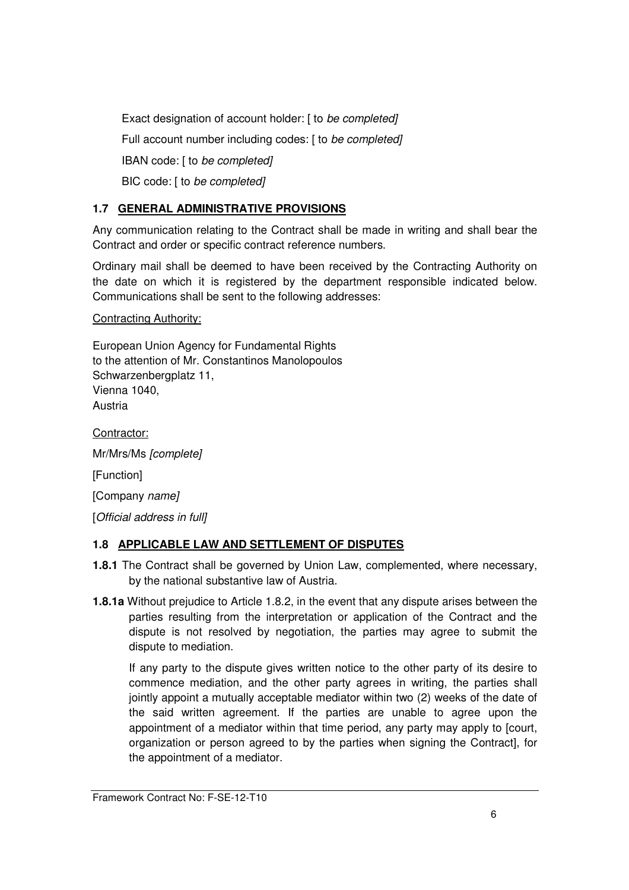Exact designation of account holder: [ to *be completed]*

Full account number including codes: [ to *be completed]*

IBAN code: [ to *be completed]*

BIC code: [ to *be completed]*

## 1.7 GENERAL ADMINISTRATIVE PROVISIONS

Any communication relating to the Contract shall be made in writing and shall bear the Contract and order or specific contract reference numbers.

Ordinary mail shall be deemed to have been received by the Contracting Authority on the date on which it is registered by the department responsible indicated below. Communications shall be sent to the following addresses:

Contracting Authority:

European Union Agency for Fundamental Rights
to the attention of Mr. Constantinos Manolopoulos
Schwarzenbergplatz 11,
Vienna 1040,
Austria

Contractor:

Mr/Mrs/Ms *[complete]*

[Function]

[Company *name]*

[*Official address in full]*

## 1.8 APPLICABLE LAW AND SETTLEMENT OF DISPUTES

**1.8.1** The Contract shall be governed by Union Law, complemented, where necessary, by the national substantive law of Austria.

**1.8.1a** Without prejudice to Article 1.8.2, in the event that any dispute arises between the parties resulting from the interpretation or application of the Contract and the dispute is not resolved by negotiation, the parties may agree to submit the dispute to mediation.

If any party to the dispute gives written notice to the other party of its desire to commence mediation, and the other party agrees in writing, the parties shall jointly appoint a mutually acceptable mediator within two (2) weeks of the date of the said written agreement. If the parties are unable to agree upon the appointment of a mediator within that time period, any party may apply to [court, organization or person agreed to by the parties when signing the Contract], for the appointment of a mediator.

Framework Contract No: F-SE-12-T10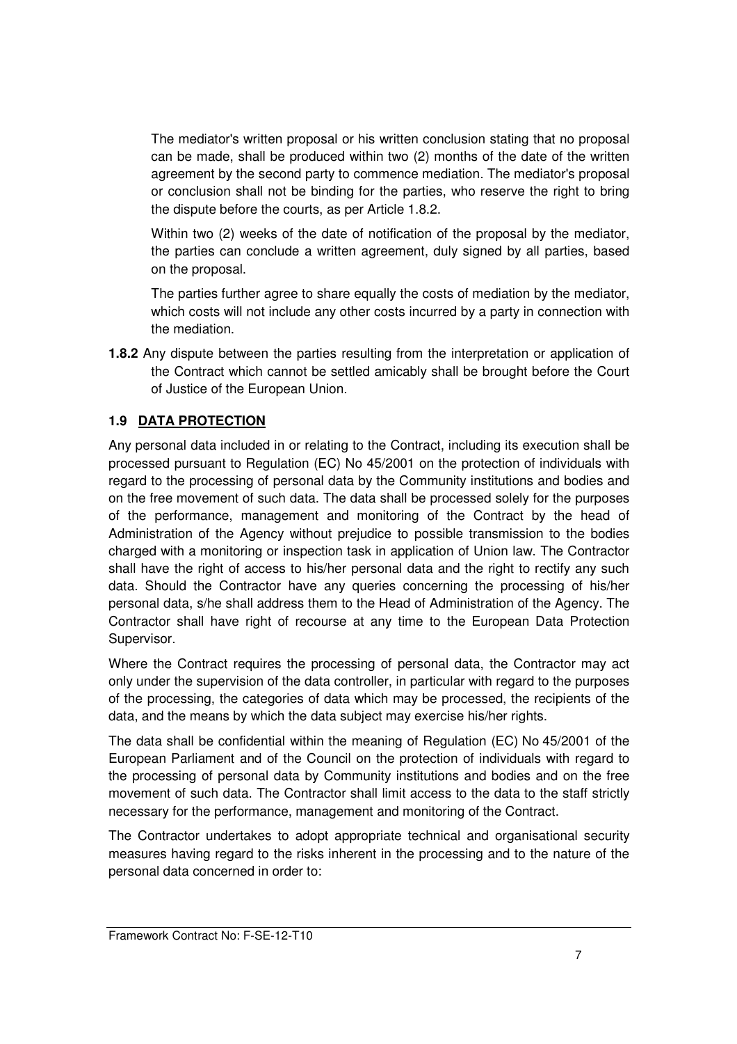The mediator's written proposal or his written conclusion stating that no proposal can be made, shall be produced within two (2) months of the date of the written agreement by the second party to commence mediation. The mediator's proposal or conclusion shall not be binding for the parties, who reserve the right to bring the dispute before the courts, as per Article 1.8.2.

Within two (2) weeks of the date of notification of the proposal by the mediator, the parties can conclude a written agreement, duly signed by all parties, based on the proposal.

The parties further agree to share equally the costs of mediation by the mediator, which costs will not include any other costs incurred by a party in connection with the mediation.

**1.8.2** Any dispute between the parties resulting from the interpretation or application of the Contract which cannot be settled amicably shall be brought before the Court of Justice of the European Union.

## 1.9 DATA PROTECTION

Any personal data included in or relating to the Contract, including its execution shall be processed pursuant to Regulation (EC) No 45/2001 on the protection of individuals with regard to the processing of personal data by the Community institutions and bodies and on the free movement of such data. The data shall be processed solely for the purposes of the performance, management and monitoring of the Contract by the head of Administration of the Agency without prejudice to possible transmission to the bodies charged with a monitoring or inspection task in application of Union law. The Contractor shall have the right of access to his/her personal data and the right to rectify any such data. Should the Contractor have any queries concerning the processing of his/her personal data, s/he shall address them to the Head of Administration of the Agency. The Contractor shall have right of recourse at any time to the European Data Protection Supervisor.

Where the Contract requires the processing of personal data, the Contractor may act only under the supervision of the data controller, in particular with regard to the purposes of the processing, the categories of data which may be processed, the recipients of the data, and the means by which the data subject may exercise his/her rights.

The data shall be confidential within the meaning of Regulation (EC) No 45/2001 of the European Parliament and of the Council on the protection of individuals with regard to the processing of personal data by Community institutions and bodies and on the free movement of such data. The Contractor shall limit access to the data to the staff strictly necessary for the performance, management and monitoring of the Contract.

The Contractor undertakes to adopt appropriate technical and organisational security measures having regard to the risks inherent in the processing and to the nature of the personal data concerned in order to: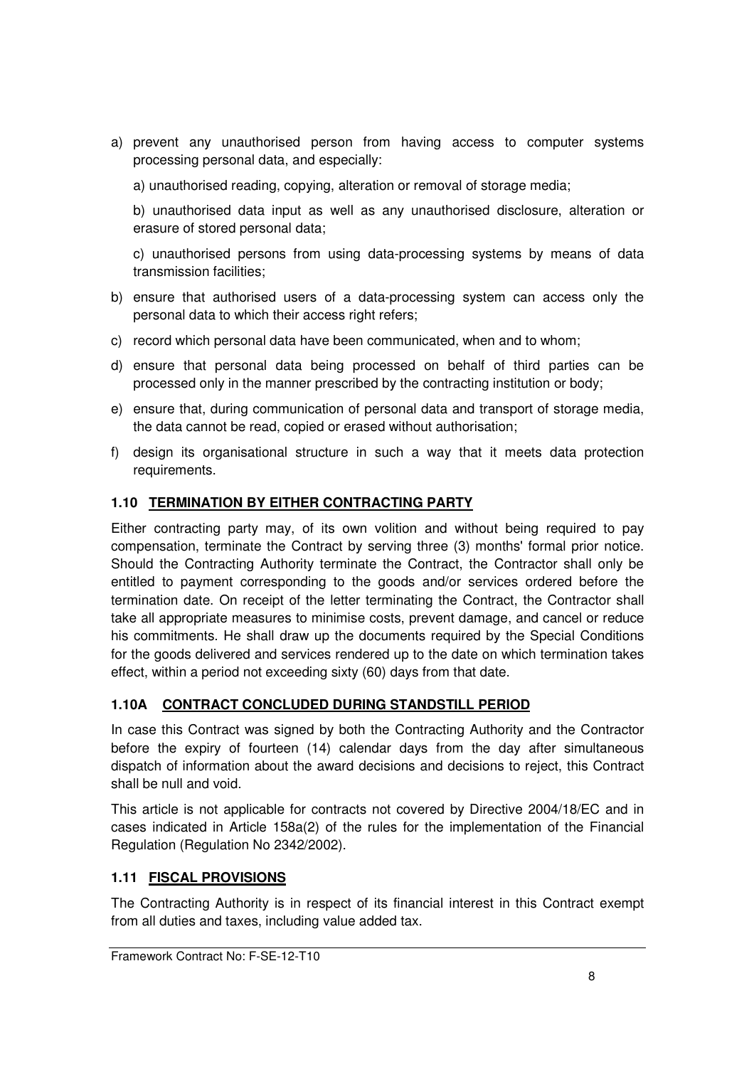a) prevent any unauthorised person from having access to computer systems processing personal data, and especially:

   a) unauthorised reading, copying, alteration or removal of storage media;

   b) unauthorised data input as well as any unauthorised disclosure, alteration or erasure of stored personal data;

   c) unauthorised persons from using data-processing systems by means of data transmission facilities;

b) ensure that authorised users of a data-processing system can access only the personal data to which their access right refers;

c) record which personal data have been communicated, when and to whom;

d) ensure that personal data being processed on behalf of third parties can be processed only in the manner prescribed by the contracting institution or body;

e) ensure that, during communication of personal data and transport of storage media, the data cannot be read, copied or erased without authorisation;

f) design its organisational structure in such a way that it meets data protection requirements.

### 1.10 TERMINATION BY EITHER CONTRACTING PARTY

Either contracting party may, of its own volition and without being required to pay compensation, terminate the Contract by serving three (3) months' formal prior notice. Should the Contracting Authority terminate the Contract, the Contractor shall only be entitled to payment corresponding to the goods and/or services ordered before the termination date. On receipt of the letter terminating the Contract, the Contractor shall take all appropriate measures to minimise costs, prevent damage, and cancel or reduce his commitments. He shall draw up the documents required by the Special Conditions for the goods delivered and services rendered up to the date on which termination takes effect, within a period not exceeding sixty (60) days from that date.

### 1.10A CONTRACT CONCLUDED DURING STANDSTILL PERIOD

In case this Contract was signed by both the Contracting Authority and the Contractor before the expiry of fourteen (14) calendar days from the day after simultaneous dispatch of information about the award decisions and decisions to reject, this Contract shall be null and void.

This article is not applicable for contracts not covered by Directive 2004/18/EC and in cases indicated in Article 158a(2) of the rules for the implementation of the Financial Regulation (Regulation No 2342/2002).

### 1.11 FISCAL PROVISIONS

The Contracting Authority is in respect of its financial interest in this Contract exempt from all duties and taxes, including value added tax.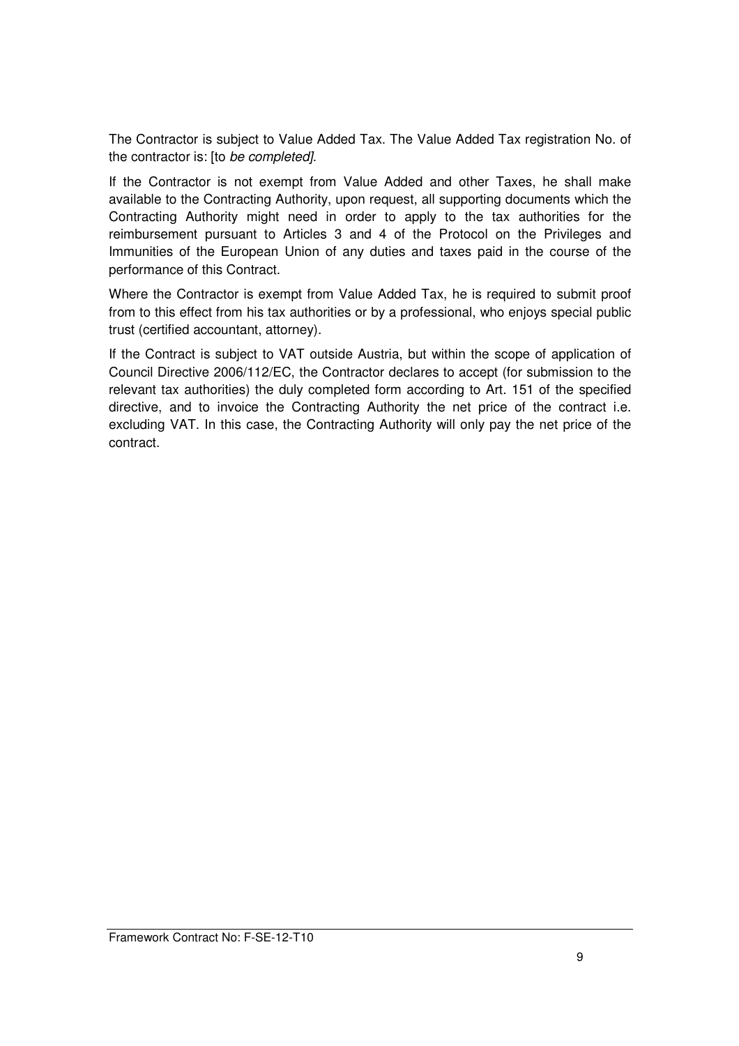The Contractor is subject to Value Added Tax. The Value Added Tax registration No. of the contractor is: [to *be completed]*.

If the Contractor is not exempt from Value Added and other Taxes, he shall make available to the Contracting Authority, upon request, all supporting documents which the Contracting Authority might need in order to apply to the tax authorities for the reimbursement pursuant to Articles 3 and 4 of the Protocol on the Privileges and Immunities of the European Union of any duties and taxes paid in the course of the performance of this Contract.

Where the Contractor is exempt from Value Added Tax, he is required to submit proof from to this effect from his tax authorities or by a professional, who enjoys special public trust (certified accountant, attorney).

If the Contract is subject to VAT outside Austria, but within the scope of application of Council Directive 2006/112/EC, the Contractor declares to accept (for submission to the relevant tax authorities) the duly completed form according to Art. 151 of the specified directive, and to invoice the Contracting Authority the net price of the contract i.e. excluding VAT. In this case, the Contracting Authority will only pay the net price of the contract.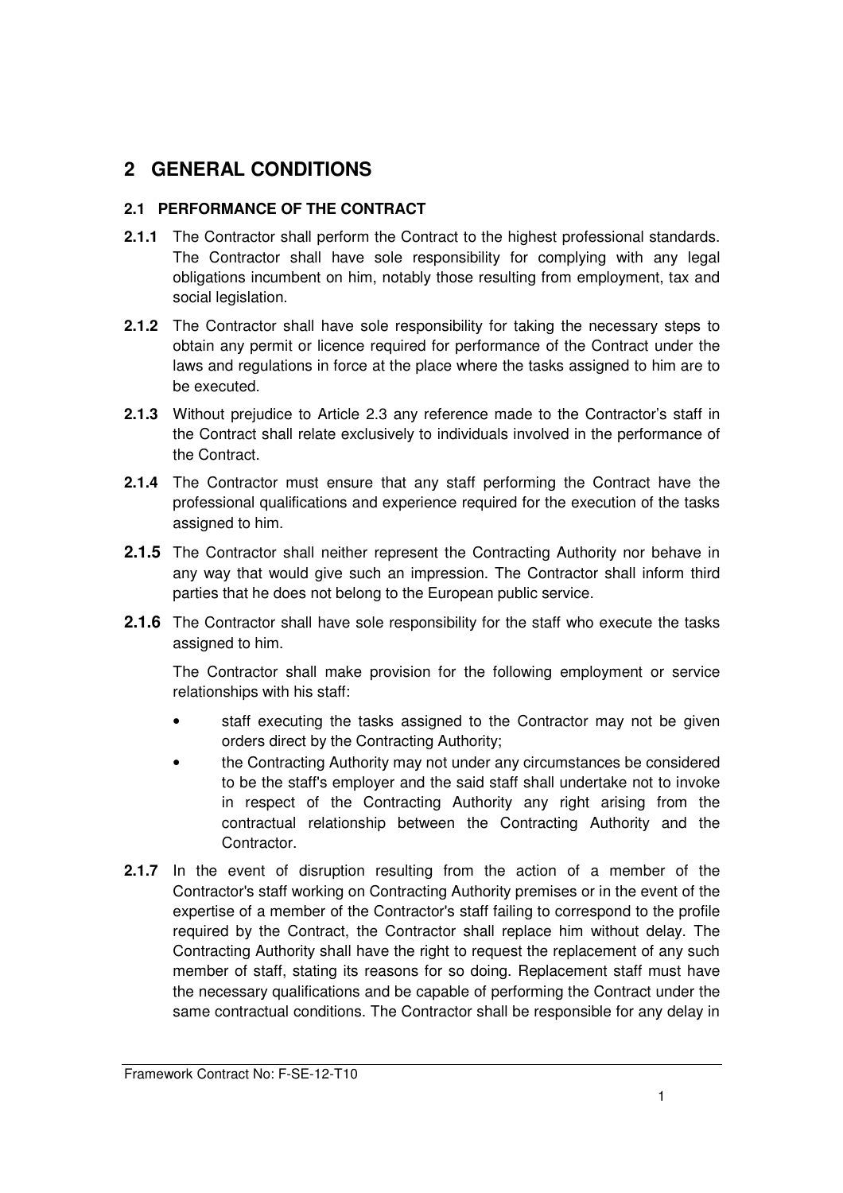# 2 GENERAL CONDITIONS

## 2.1 PERFORMANCE OF THE CONTRACT

**2.1.1** The Contractor shall perform the Contract to the highest professional standards. The Contractor shall have sole responsibility for complying with any legal obligations incumbent on him, notably those resulting from employment, tax and social legislation.

**2.1.2** The Contractor shall have sole responsibility for taking the necessary steps to obtain any permit or licence required for performance of the Contract under the laws and regulations in force at the place where the tasks assigned to him are to be executed.

**2.1.3** Without prejudice to Article 2.3 any reference made to the Contractor's staff in the Contract shall relate exclusively to individuals involved in the performance of the Contract.

**2.1.4** The Contractor must ensure that any staff performing the Contract have the professional qualifications and experience required for the execution of the tasks assigned to him.

**2.1.5** The Contractor shall neither represent the Contracting Authority nor behave in any way that would give such an impression. The Contractor shall inform third parties that he does not belong to the European public service.

**2.1.6** The Contractor shall have sole responsibility for the staff who execute the tasks assigned to him.

The Contractor shall make provision for the following employment or service relationships with his staff:

- staff executing the tasks assigned to the Contractor may not be given orders direct by the Contracting Authority;
- the Contracting Authority may not under any circumstances be considered to be the staff's employer and the said staff shall undertake not to invoke in respect of the Contracting Authority any right arising from the contractual relationship between the Contracting Authority and the Contractor.

**2.1.7** In the event of disruption resulting from the action of a member of the Contractor's staff working on Contracting Authority premises or in the event of the expertise of a member of the Contractor's staff failing to correspond to the profile required by the Contract, the Contractor shall replace him without delay. The Contracting Authority shall have the right to request the replacement of any such member of staff, stating its reasons for so doing. Replacement staff must have the necessary qualifications and be capable of performing the Contract under the same contractual conditions. The Contractor shall be responsible for any delay in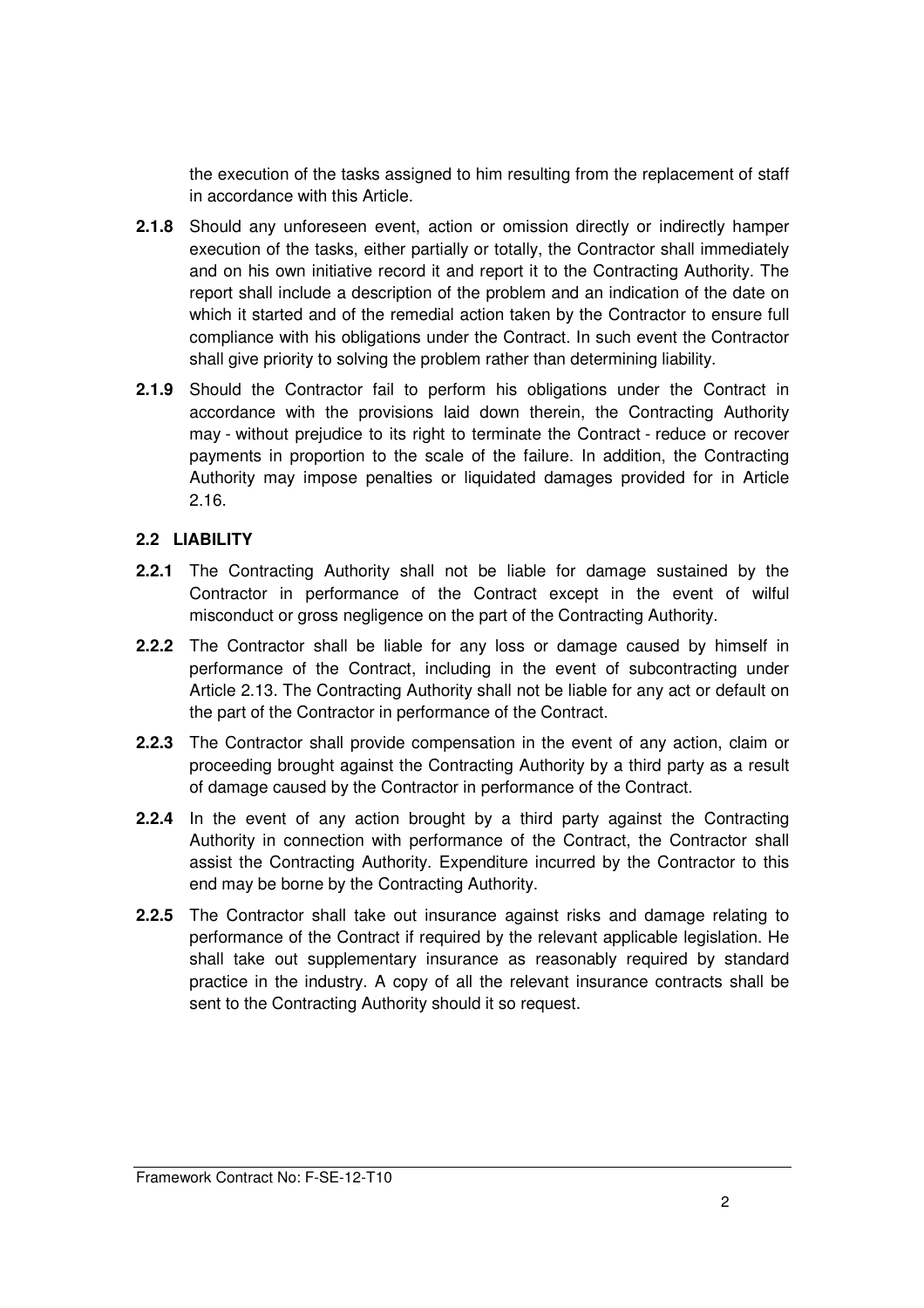the execution of the tasks assigned to him resulting from the replacement of staff in accordance with this Article.

**2.1.8** Should any unforeseen event, action or omission directly or indirectly hamper execution of the tasks, either partially or totally, the Contractor shall immediately and on his own initiative record it and report it to the Contracting Authority. The report shall include a description of the problem and an indication of the date on which it started and of the remedial action taken by the Contractor to ensure full compliance with his obligations under the Contract. In such event the Contractor shall give priority to solving the problem rather than determining liability.

**2.1.9** Should the Contractor fail to perform his obligations under the Contract in accordance with the provisions laid down therein, the Contracting Authority may - without prejudice to its right to terminate the Contract - reduce or recover payments in proportion to the scale of the failure. In addition, the Contracting Authority may impose penalties or liquidated damages provided for in Article 2.16.

### 2.2 LIABILITY

**2.2.1** The Contracting Authority shall not be liable for damage sustained by the Contractor in performance of the Contract except in the event of wilful misconduct or gross negligence on the part of the Contracting Authority.

**2.2.2** The Contractor shall be liable for any loss or damage caused by himself in performance of the Contract, including in the event of subcontracting under Article 2.13. The Contracting Authority shall not be liable for any act or default on the part of the Contractor in performance of the Contract.

**2.2.3** The Contractor shall provide compensation in the event of any action, claim or proceeding brought against the Contracting Authority by a third party as a result of damage caused by the Contractor in performance of the Contract.

**2.2.4** In the event of any action brought by a third party against the Contracting Authority in connection with performance of the Contract, the Contractor shall assist the Contracting Authority. Expenditure incurred by the Contractor to this end may be borne by the Contracting Authority.

**2.2.5** The Contractor shall take out insurance against risks and damage relating to performance of the Contract if required by the relevant applicable legislation. He shall take out supplementary insurance as reasonably required by standard practice in the industry. A copy of all the relevant insurance contracts shall be sent to the Contracting Authority should it so request.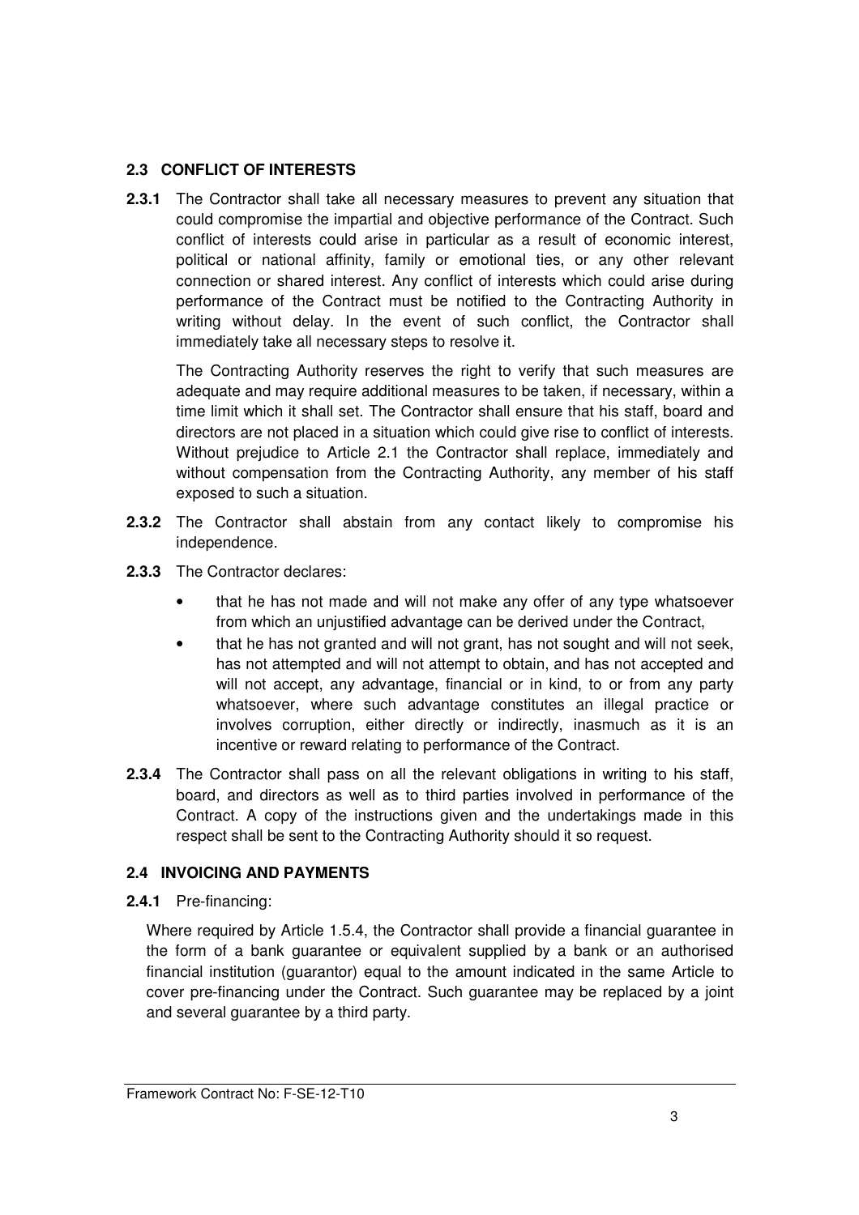### 2.3 CONFLICT OF INTERESTS

**2.3.1** The Contractor shall take all necessary measures to prevent any situation that could compromise the impartial and objective performance of the Contract. Such conflict of interests could arise in particular as a result of economic interest, political or national affinity, family or emotional ties, or any other relevant connection or shared interest. Any conflict of interests which could arise during performance of the Contract must be notified to the Contracting Authority in writing without delay. In the event of such conflict, the Contractor shall immediately take all necessary steps to resolve it.

The Contracting Authority reserves the right to verify that such measures are adequate and may require additional measures to be taken, if necessary, within a time limit which it shall set. The Contractor shall ensure that his staff, board and directors are not placed in a situation which could give rise to conflict of interests. Without prejudice to Article 2.1 the Contractor shall replace, immediately and without compensation from the Contracting Authority, any member of his staff exposed to such a situation.

**2.3.2** The Contractor shall abstain from any contact likely to compromise his independence.

**2.3.3** The Contractor declares:

- that he has not made and will not make any offer of any type whatsoever from which an unjustified advantage can be derived under the Contract,
- that he has not granted and will not grant, has not sought and will not seek, has not attempted and will not attempt to obtain, and has not accepted and will not accept, any advantage, financial or in kind, to or from any party whatsoever, where such advantage constitutes an illegal practice or involves corruption, either directly or indirectly, inasmuch as it is an incentive or reward relating to performance of the Contract.

**2.3.4** The Contractor shall pass on all the relevant obligations in writing to his staff, board, and directors as well as to third parties involved in performance of the Contract. A copy of the instructions given and the undertakings made in this respect shall be sent to the Contracting Authority should it so request.

### 2.4 INVOICING AND PAYMENTS

**2.4.1** Pre-financing:

Where required by Article 1.5.4, the Contractor shall provide a financial guarantee in the form of a bank guarantee or equivalent supplied by a bank or an authorised financial institution (guarantor) equal to the amount indicated in the same Article to cover pre-financing under the Contract. Such guarantee may be replaced by a joint and several guarantee by a third party.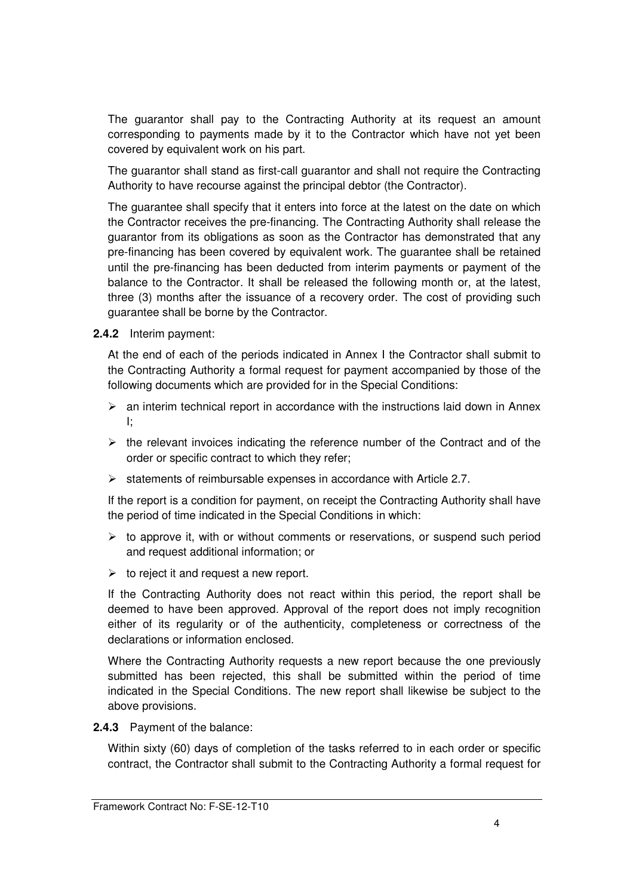The guarantor shall pay to the Contracting Authority at its request an amount corresponding to payments made by it to the Contractor which have not yet been covered by equivalent work on his part.

The guarantor shall stand as first-call guarantor and shall not require the Contracting Authority to have recourse against the principal debtor (the Contractor).

The guarantee shall specify that it enters into force at the latest on the date on which the Contractor receives the pre-financing. The Contracting Authority shall release the guarantor from its obligations as soon as the Contractor has demonstrated that any pre-financing has been covered by equivalent work. The guarantee shall be retained until the pre-financing has been deducted from interim payments or payment of the balance to the Contractor. It shall be released the following month or, at the latest, three (3) months after the issuance of a recovery order. The cost of providing such guarantee shall be borne by the Contractor.

**2.4.2** Interim payment:

At the end of each of the periods indicated in Annex I the Contractor shall submit to the Contracting Authority a formal request for payment accompanied by those of the following documents which are provided for in the Special Conditions:

- an interim technical report in accordance with the instructions laid down in Annex I;
- the relevant invoices indicating the reference number of the Contract and of the order or specific contract to which they refer;
- statements of reimbursable expenses in accordance with Article 2.7.

If the report is a condition for payment, on receipt the Contracting Authority shall have the period of time indicated in the Special Conditions in which:

- to approve it, with or without comments or reservations, or suspend such period and request additional information; or
- to reject it and request a new report.

If the Contracting Authority does not react within this period, the report shall be deemed to have been approved. Approval of the report does not imply recognition either of its regularity or of the authenticity, completeness or correctness of the declarations or information enclosed.

Where the Contracting Authority requests a new report because the one previously submitted has been rejected, this shall be submitted within the period of time indicated in the Special Conditions. The new report shall likewise be subject to the above provisions.

**2.4.3** Payment of the balance:

Within sixty (60) days of completion of the tasks referred to in each order or specific contract, the Contractor shall submit to the Contracting Authority a formal request for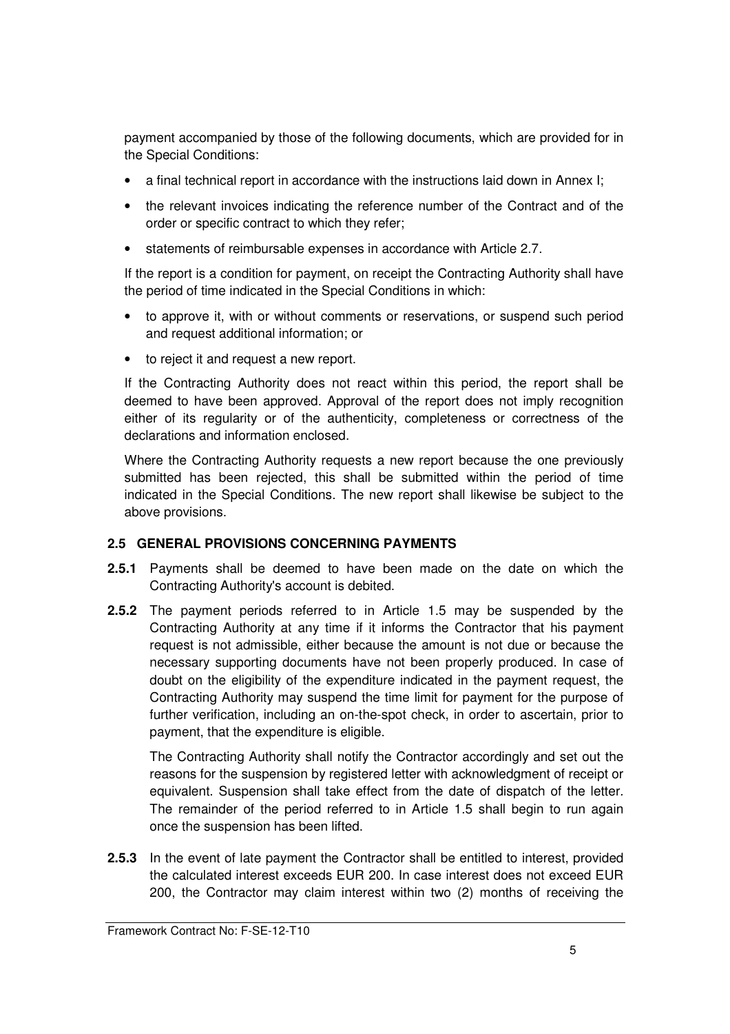payment accompanied by those of the following documents, which are provided for in the Special Conditions:

- a final technical report in accordance with the instructions laid down in Annex I;
- the relevant invoices indicating the reference number of the Contract and of the order or specific contract to which they refer;
- statements of reimbursable expenses in accordance with Article 2.7.

If the report is a condition for payment, on receipt the Contracting Authority shall have the period of time indicated in the Special Conditions in which:

- to approve it, with or without comments or reservations, or suspend such period and request additional information; or
- to reject it and request a new report.

If the Contracting Authority does not react within this period, the report shall be deemed to have been approved. Approval of the report does not imply recognition either of its regularity or of the authenticity, completeness or correctness of the declarations and information enclosed.

Where the Contracting Authority requests a new report because the one previously submitted has been rejected, this shall be submitted within the period of time indicated in the Special Conditions. The new report shall likewise be subject to the above provisions.

### 2.5 GENERAL PROVISIONS CONCERNING PAYMENTS

**2.5.1** Payments shall be deemed to have been made on the date on which the Contracting Authority's account is debited.

**2.5.2** The payment periods referred to in Article 1.5 may be suspended by the Contracting Authority at any time if it informs the Contractor that his payment request is not admissible, either because the amount is not due or because the necessary supporting documents have not been properly produced. In case of doubt on the eligibility of the expenditure indicated in the payment request, the Contracting Authority may suspend the time limit for payment for the purpose of further verification, including an on-the-spot check, in order to ascertain, prior to payment, that the expenditure is eligible.

The Contracting Authority shall notify the Contractor accordingly and set out the reasons for the suspension by registered letter with acknowledgment of receipt or equivalent. Suspension shall take effect from the date of dispatch of the letter. The remainder of the period referred to in Article 1.5 shall begin to run again once the suspension has been lifted.

**2.5.3** In the event of late payment the Contractor shall be entitled to interest, provided the calculated interest exceeds EUR 200. In case interest does not exceed EUR 200, the Contractor may claim interest within two (2) months of receiving the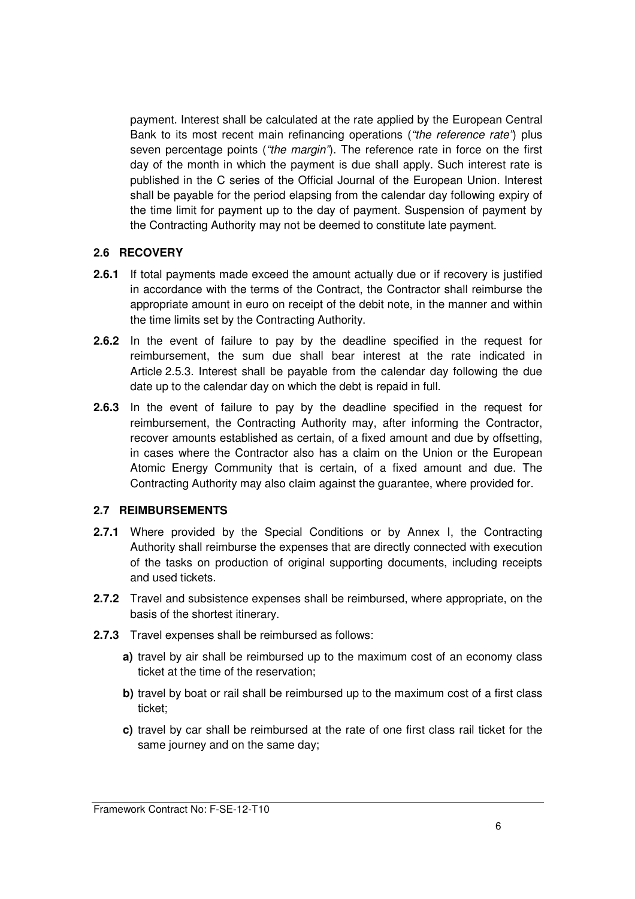payment. Interest shall be calculated at the rate applied by the European Central Bank to its most recent main refinancing operations (*"the reference rate"*) plus seven percentage points (*"the margin"*). The reference rate in force on the first day of the month in which the payment is due shall apply. Such interest rate is published in the C series of the Official Journal of the European Union. Interest shall be payable for the period elapsing from the calendar day following expiry of the time limit for payment up to the day of payment. Suspension of payment by the Contracting Authority may not be deemed to constitute late payment.

## 2.6 RECOVERY

**2.6.1** If total payments made exceed the amount actually due or if recovery is justified in accordance with the terms of the Contract, the Contractor shall reimburse the appropriate amount in euro on receipt of the debit note, in the manner and within the time limits set by the Contracting Authority.

**2.6.2** In the event of failure to pay by the deadline specified in the request for reimbursement, the sum due shall bear interest at the rate indicated in Article 2.5.3. Interest shall be payable from the calendar day following the due date up to the calendar day on which the debt is repaid in full.

**2.6.3** In the event of failure to pay by the deadline specified in the request for reimbursement, the Contracting Authority may, after informing the Contractor, recover amounts established as certain, of a fixed amount and due by offsetting, in cases where the Contractor also has a claim on the Union or the European Atomic Energy Community that is certain, of a fixed amount and due. The Contracting Authority may also claim against the guarantee, where provided for.

## 2.7 REIMBURSEMENTS

**2.7.1** Where provided by the Special Conditions or by Annex I, the Contracting Authority shall reimburse the expenses that are directly connected with execution of the tasks on production of original supporting documents, including receipts and used tickets.

**2.7.2** Travel and subsistence expenses shall be reimbursed, where appropriate, on the basis of the shortest itinerary.

**2.7.3** Travel expenses shall be reimbursed as follows:

**a)** travel by air shall be reimbursed up to the maximum cost of an economy class ticket at the time of the reservation;

**b)** travel by boat or rail shall be reimbursed up to the maximum cost of a first class ticket;

**c)** travel by car shall be reimbursed at the rate of one first class rail ticket for the same journey and on the same day;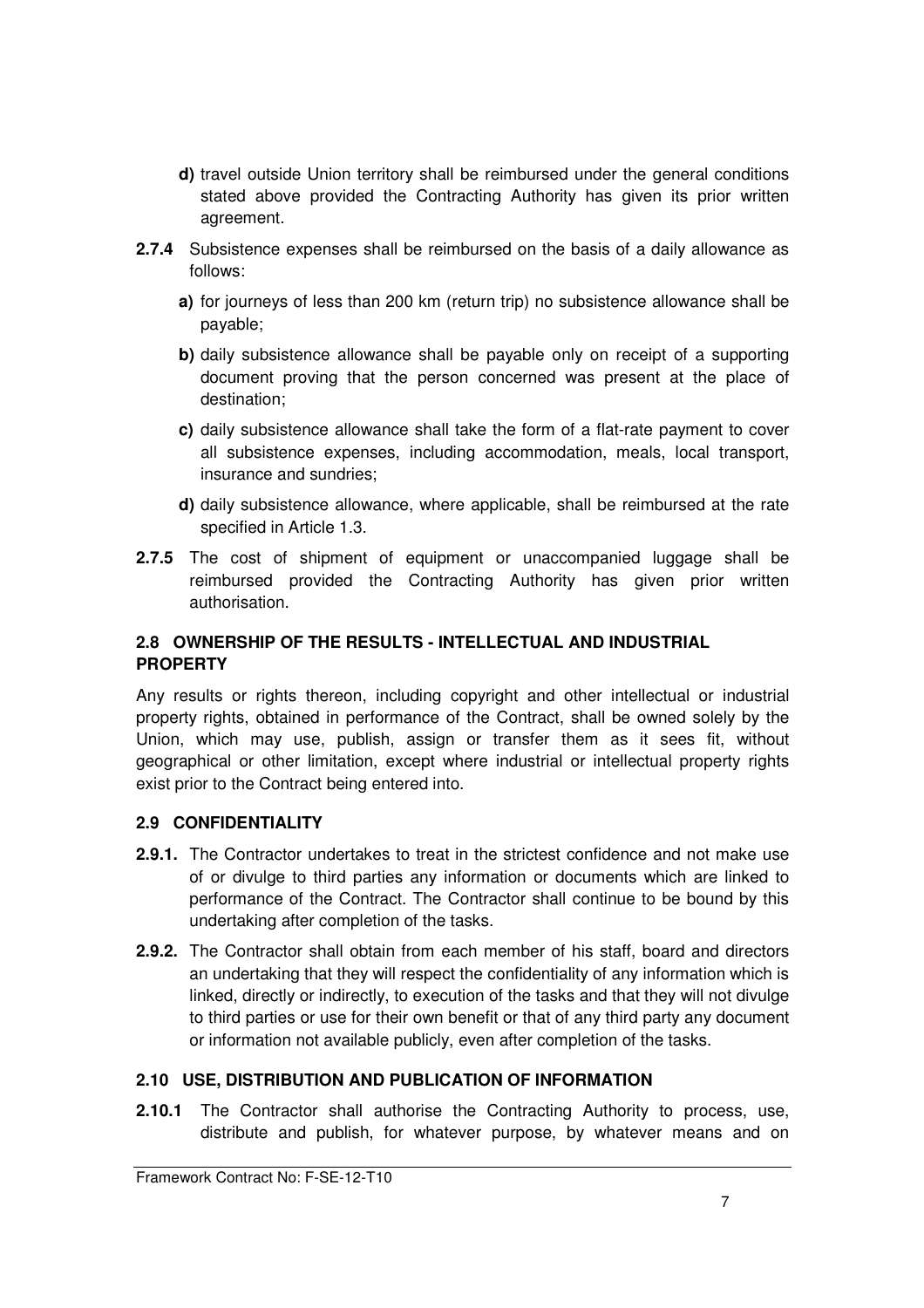**d)** travel outside Union territory shall be reimbursed under the general conditions stated above provided the Contracting Authority has given its prior written agreement.

**2.7.4** Subsistence expenses shall be reimbursed on the basis of a daily allowance as follows:

**a)** for journeys of less than 200 km (return trip) no subsistence allowance shall be payable;

**b)** daily subsistence allowance shall be payable only on receipt of a supporting document proving that the person concerned was present at the place of destination;

**c)** daily subsistence allowance shall take the form of a flat-rate payment to cover all subsistence expenses, including accommodation, meals, local transport, insurance and sundries;

**d)** daily subsistence allowance, where applicable, shall be reimbursed at the rate specified in Article 1.3.

**2.7.5** The cost of shipment of equipment or unaccompanied luggage shall be reimbursed provided the Contracting Authority has given prior written authorisation.

## 2.8 OWNERSHIP OF THE RESULTS - INTELLECTUAL AND INDUSTRIAL PROPERTY

Any results or rights thereon, including copyright and other intellectual or industrial property rights, obtained in performance of the Contract, shall be owned solely by the Union, which may use, publish, assign or transfer them as it sees fit, without geographical or other limitation, except where industrial or intellectual property rights exist prior to the Contract being entered into.

## 2.9 CONFIDENTIALITY

**2.9.1.** The Contractor undertakes to treat in the strictest confidence and not make use of or divulge to third parties any information or documents which are linked to performance of the Contract. The Contractor shall continue to be bound by this undertaking after completion of the tasks.

**2.9.2.** The Contractor shall obtain from each member of his staff, board and directors an undertaking that they will respect the confidentiality of any information which is linked, directly or indirectly, to execution of the tasks and that they will not divulge to third parties or use for their own benefit or that of any third party any document or information not available publicly, even after completion of the tasks.

## 2.10 USE, DISTRIBUTION AND PUBLICATION OF INFORMATION

**2.10.1** The Contractor shall authorise the Contracting Authority to process, use, distribute and publish, for whatever purpose, by whatever means and on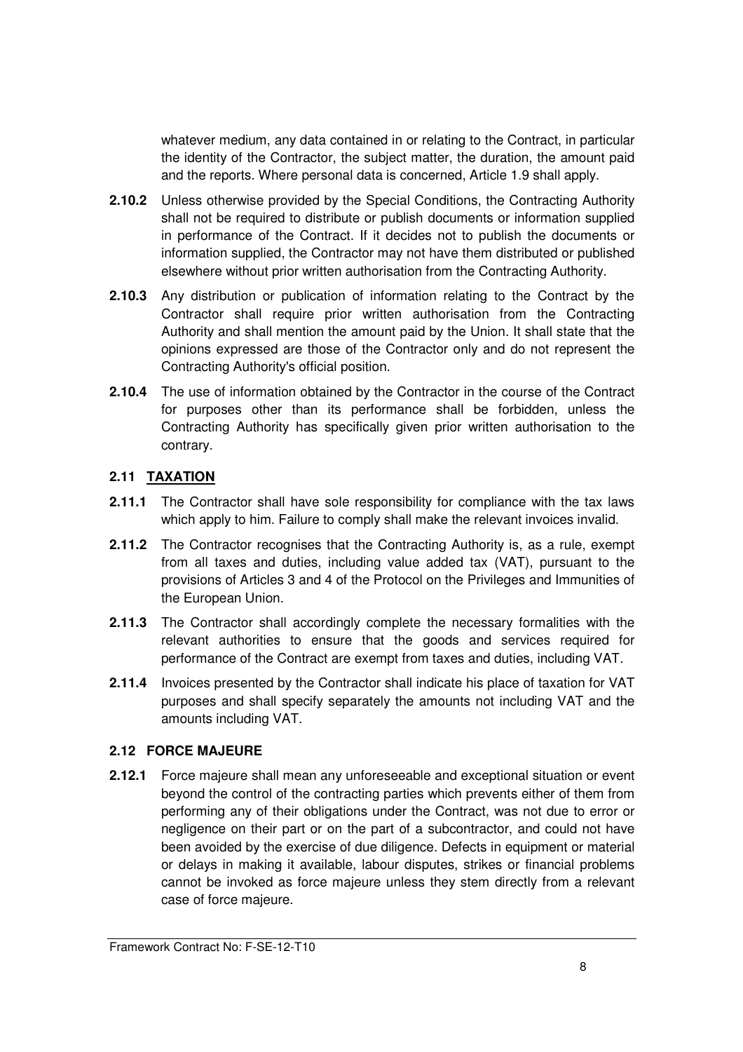whatever medium, any data contained in or relating to the Contract, in particular the identity of the Contractor, the subject matter, the duration, the amount paid and the reports. Where personal data is concerned, Article 1.9 shall apply.

**2.10.2** Unless otherwise provided by the Special Conditions, the Contracting Authority shall not be required to distribute or publish documents or information supplied in performance of the Contract. If it decides not to publish the documents or information supplied, the Contractor may not have them distributed or published elsewhere without prior written authorisation from the Contracting Authority.

**2.10.3** Any distribution or publication of information relating to the Contract by the Contractor shall require prior written authorisation from the Contracting Authority and shall mention the amount paid by the Union. It shall state that the opinions expressed are those of the Contractor only and do not represent the Contracting Authority's official position.

**2.10.4** The use of information obtained by the Contractor in the course of the Contract for purposes other than its performance shall be forbidden, unless the Contracting Authority has specifically given prior written authorisation to the contrary.

### 2.11 TAXATION

**2.11.1** The Contractor shall have sole responsibility for compliance with the tax laws which apply to him. Failure to comply shall make the relevant invoices invalid.

**2.11.2** The Contractor recognises that the Contracting Authority is, as a rule, exempt from all taxes and duties, including value added tax (VAT), pursuant to the provisions of Articles 3 and 4 of the Protocol on the Privileges and Immunities of the European Union.

**2.11.3** The Contractor shall accordingly complete the necessary formalities with the relevant authorities to ensure that the goods and services required for performance of the Contract are exempt from taxes and duties, including VAT.

**2.11.4** Invoices presented by the Contractor shall indicate his place of taxation for VAT purposes and shall specify separately the amounts not including VAT and the amounts including VAT.

### 2.12 FORCE MAJEURE

**2.12.1** Force majeure shall mean any unforeseeable and exceptional situation or event beyond the control of the contracting parties which prevents either of them from performing any of their obligations under the Contract, was not due to error or negligence on their part or on the part of a subcontractor, and could not have been avoided by the exercise of due diligence. Defects in equipment or material or delays in making it available, labour disputes, strikes or financial problems cannot be invoked as force majeure unless they stem directly from a relevant case of force majeure.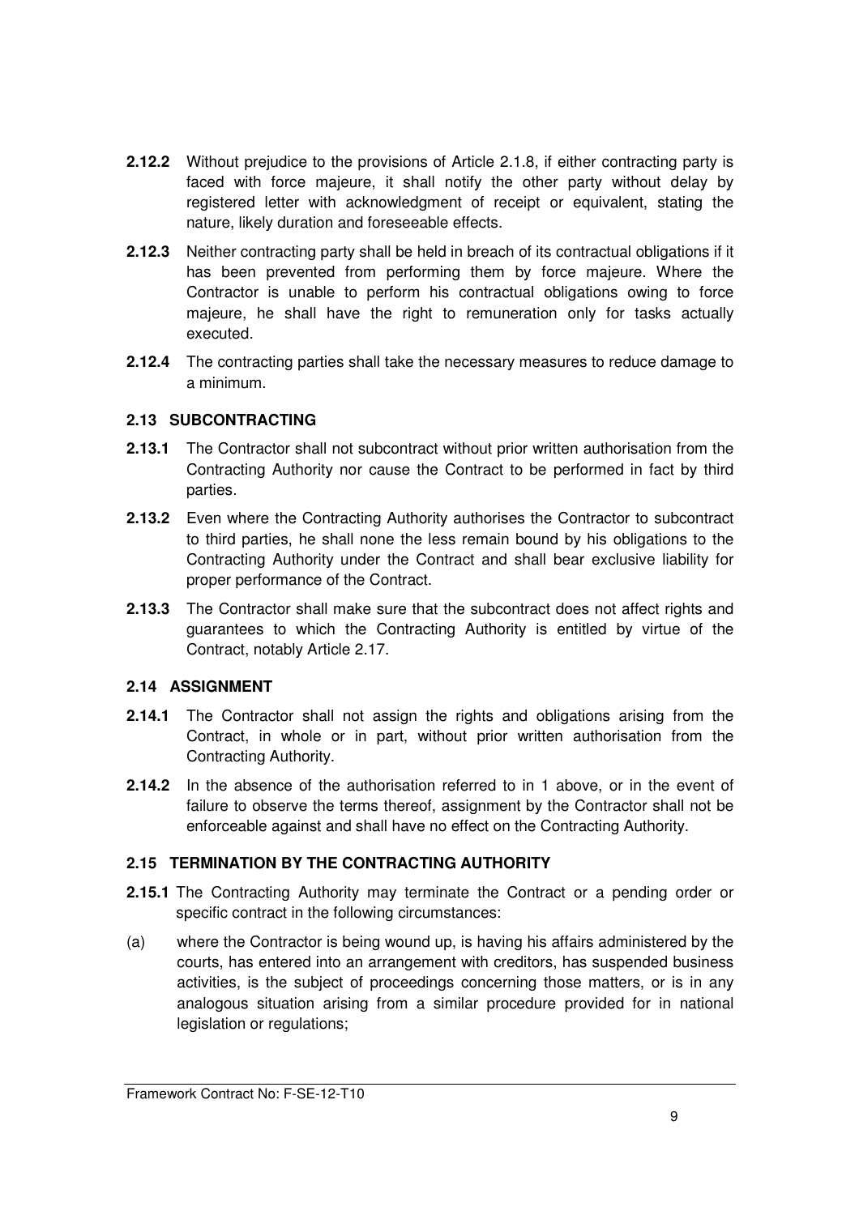**2.12.2** Without prejudice to the provisions of Article 2.1.8, if either contracting party is faced with force majeure, it shall notify the other party without delay by registered letter with acknowledgment of receipt or equivalent, stating the nature, likely duration and foreseeable effects.

**2.12.3** Neither contracting party shall be held in breach of its contractual obligations if it has been prevented from performing them by force majeure. Where the Contractor is unable to perform his contractual obligations owing to force majeure, he shall have the right to remuneration only for tasks actually executed.

**2.12.4** The contracting parties shall take the necessary measures to reduce damage to a minimum.

### 2.13 SUBCONTRACTING

**2.13.1** The Contractor shall not subcontract without prior written authorisation from the Contracting Authority nor cause the Contract to be performed in fact by third parties.

**2.13.2** Even where the Contracting Authority authorises the Contractor to subcontract to third parties, he shall none the less remain bound by his obligations to the Contracting Authority under the Contract and shall bear exclusive liability for proper performance of the Contract.

**2.13.3** The Contractor shall make sure that the subcontract does not affect rights and guarantees to which the Contracting Authority is entitled by virtue of the Contract, notably Article 2.17.

### 2.14 ASSIGNMENT

**2.14.1** The Contractor shall not assign the rights and obligations arising from the Contract, in whole or in part, without prior written authorisation from the Contracting Authority.

**2.14.2** In the absence of the authorisation referred to in 1 above, or in the event of failure to observe the terms thereof, assignment by the Contractor shall not be enforceable against and shall have no effect on the Contracting Authority.

### 2.15 TERMINATION BY THE CONTRACTING AUTHORITY

**2.15.1** The Contracting Authority may terminate the Contract or a pending order or specific contract in the following circumstances:

(a) where the Contractor is being wound up, is having his affairs administered by the courts, has entered into an arrangement with creditors, has suspended business activities, is the subject of proceedings concerning those matters, or is in any analogous situation arising from a similar procedure provided for in national legislation or regulations;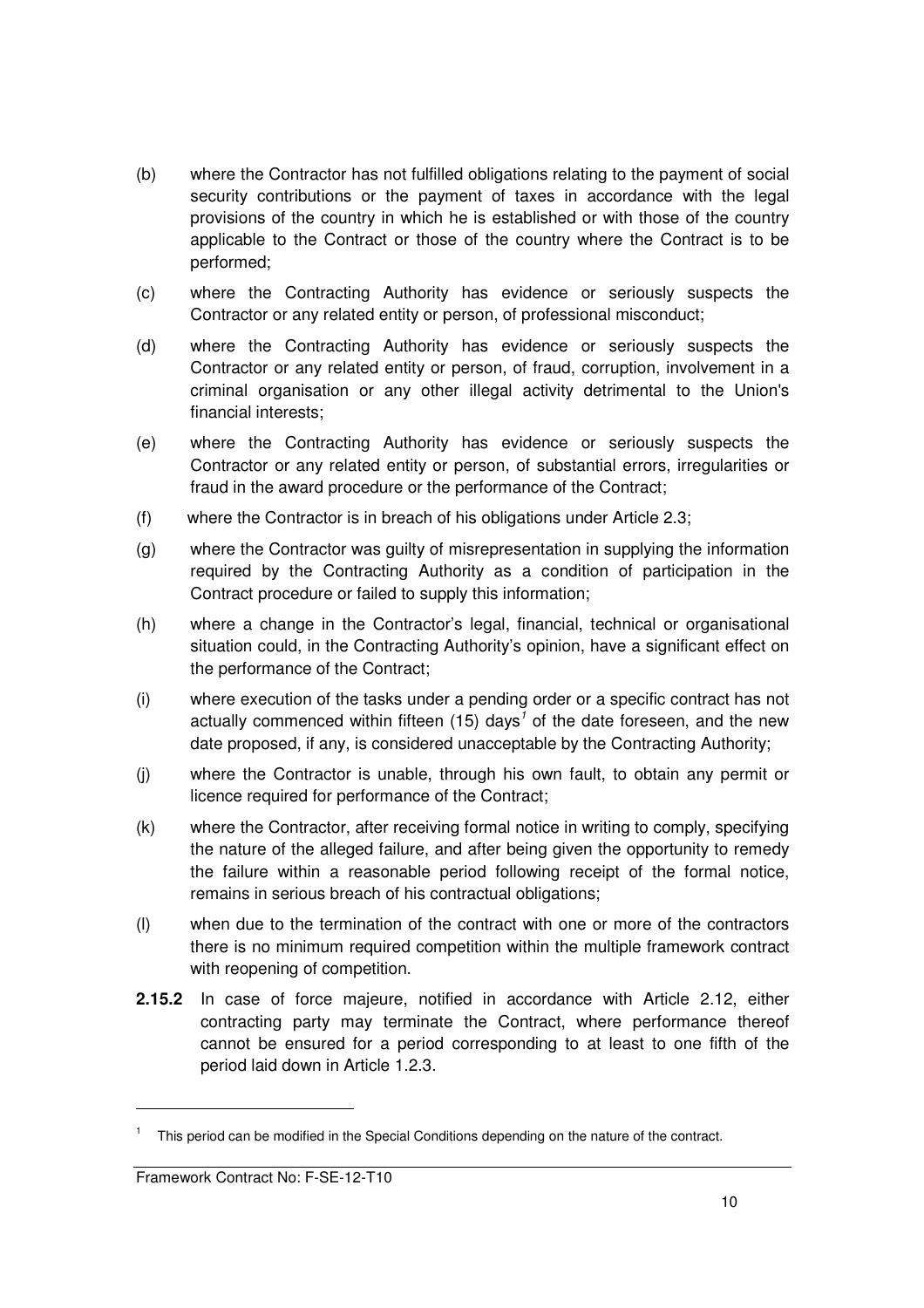(b) where the Contractor has not fulfilled obligations relating to the payment of social security contributions or the payment of taxes in accordance with the legal provisions of the country in which he is established or with those of the country applicable to the Contract or those of the country where the Contract is to be performed;

(c) where the Contracting Authority has evidence or seriously suspects the Contractor or any related entity or person, of professional misconduct;

(d) where the Contracting Authority has evidence or seriously suspects the Contractor or any related entity or person, of fraud, corruption, involvement in a criminal organisation or any other illegal activity detrimental to the Union's financial interests;

(e) where the Contracting Authority has evidence or seriously suspects the Contractor or any related entity or person, of substantial errors, irregularities or fraud in the award procedure or the performance of the Contract;

(f) where the Contractor is in breach of his obligations under Article 2.3;

(g) where the Contractor was guilty of misrepresentation in supplying the information required by the Contracting Authority as a condition of participation in the Contract procedure or failed to supply this information;

(h) where a change in the Contractor's legal, financial, technical or organisational situation could, in the Contracting Authority's opinion, have a significant effect on the performance of the Contract;

(i) where execution of the tasks under a pending order or a specific contract has not actually commenced within fifteen (15) days[1] of the date foreseen, and the new date proposed, if any, is considered unacceptable by the Contracting Authority;

(j) where the Contractor is unable, through his own fault, to obtain any permit or licence required for performance of the Contract;

(k) where the Contractor, after receiving formal notice in writing to comply, specifying the nature of the alleged failure, and after being given the opportunity to remedy the failure within a reasonable period following receipt of the formal notice, remains in serious breach of his contractual obligations;

(l) when due to the termination of the contract with one or more of the contractors there is no minimum required competition within the multiple framework contract with reopening of competition.

**2.15.2** In case of force majeure, notified in accordance with Article 2.12, either contracting party may terminate the Contract, where performance thereof cannot be ensured for a period corresponding to at least to one fifth of the period laid down in Article 1.2.3.

---

[1] This period can be modified in the Special Conditions depending on the nature of the contract.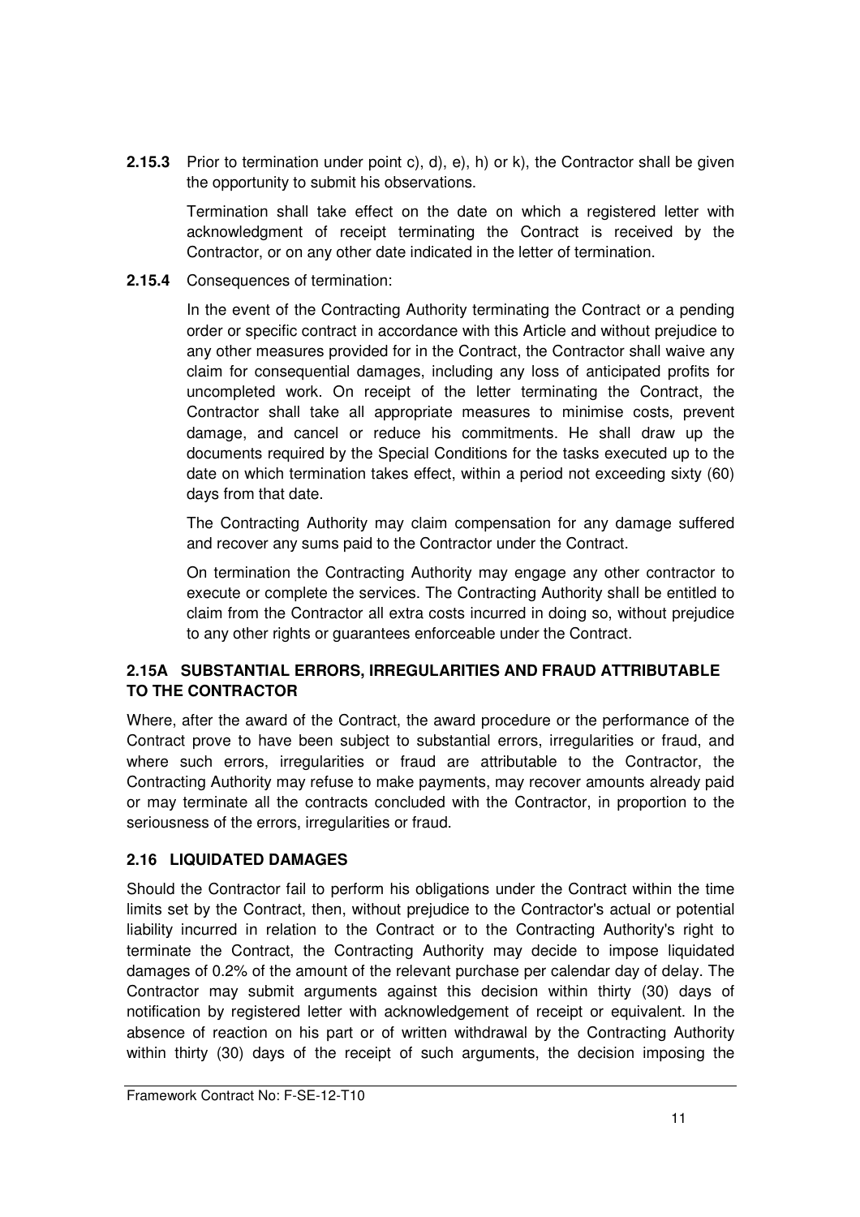**2.15.3** Prior to termination under point c), d), e), h) or k), the Contractor shall be given the opportunity to submit his observations.

Termination shall take effect on the date on which a registered letter with acknowledgment of receipt terminating the Contract is received by the Contractor, or on any other date indicated in the letter of termination.

**2.15.4** Consequences of termination:

In the event of the Contracting Authority terminating the Contract or a pending order or specific contract in accordance with this Article and without prejudice to any other measures provided for in the Contract, the Contractor shall waive any claim for consequential damages, including any loss of anticipated profits for uncompleted work. On receipt of the letter terminating the Contract, the Contractor shall take all appropriate measures to minimise costs, prevent damage, and cancel or reduce his commitments. He shall draw up the documents required by the Special Conditions for the tasks executed up to the date on which termination takes effect, within a period not exceeding sixty (60) days from that date.

The Contracting Authority may claim compensation for any damage suffered and recover any sums paid to the Contractor under the Contract.

On termination the Contracting Authority may engage any other contractor to execute or complete the services. The Contracting Authority shall be entitled to claim from the Contractor all extra costs incurred in doing so, without prejudice to any other rights or guarantees enforceable under the Contract.

### 2.15A SUBSTANTIAL ERRORS, IRREGULARITIES AND FRAUD ATTRIBUTABLE TO THE CONTRACTOR

Where, after the award of the Contract, the award procedure or the performance of the Contract prove to have been subject to substantial errors, irregularities or fraud, and where such errors, irregularities or fraud are attributable to the Contractor, the Contracting Authority may refuse to make payments, may recover amounts already paid or may terminate all the contracts concluded with the Contractor, in proportion to the seriousness of the errors, irregularities or fraud.

### 2.16 LIQUIDATED DAMAGES

Should the Contractor fail to perform his obligations under the Contract within the time limits set by the Contract, then, without prejudice to the Contractor's actual or potential liability incurred in relation to the Contract or to the Contracting Authority's right to terminate the Contract, the Contracting Authority may decide to impose liquidated damages of 0.2% of the amount of the relevant purchase per calendar day of delay. The Contractor may submit arguments against this decision within thirty (30) days of notification by registered letter with acknowledgement of receipt or equivalent. In the absence of reaction on his part or of written withdrawal by the Contracting Authority within thirty (30) days of the receipt of such arguments, the decision imposing the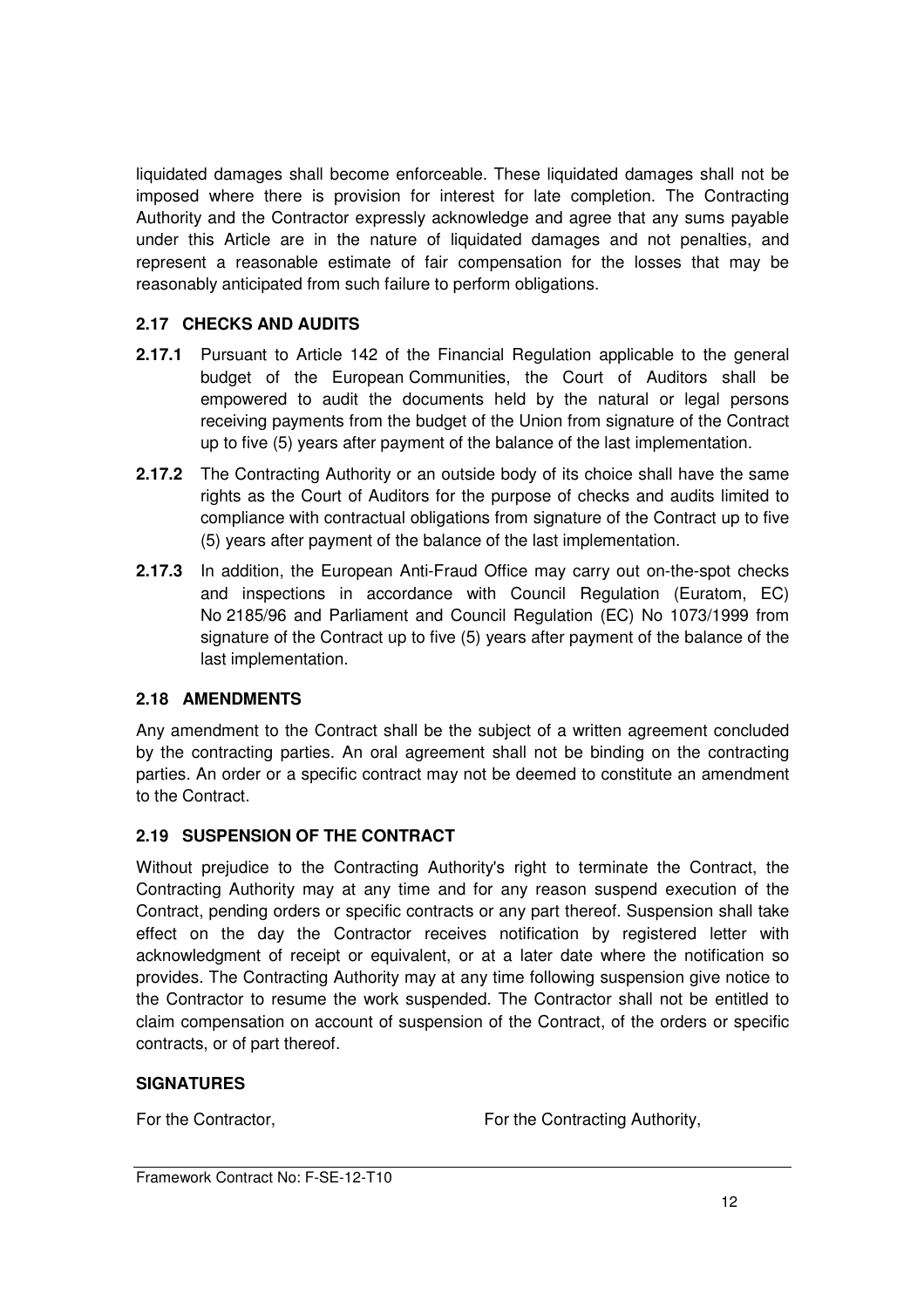liquidated damages shall become enforceable. These liquidated damages shall not be imposed where there is provision for interest for late completion. The Contracting Authority and the Contractor expressly acknowledge and agree that any sums payable under this Article are in the nature of liquidated damages and not penalties, and represent a reasonable estimate of fair compensation for the losses that may be reasonably anticipated from such failure to perform obligations.

### 2.17 CHECKS AND AUDITS

**2.17.1** Pursuant to Article 142 of the Financial Regulation applicable to the general budget of the European Communities, the Court of Auditors shall be empowered to audit the documents held by the natural or legal persons receiving payments from the budget of the Union from signature of the Contract up to five (5) years after payment of the balance of the last implementation.

**2.17.2** The Contracting Authority or an outside body of its choice shall have the same rights as the Court of Auditors for the purpose of checks and audits limited to compliance with contractual obligations from signature of the Contract up to five (5) years after payment of the balance of the last implementation.

**2.17.3** In addition, the European Anti-Fraud Office may carry out on-the-spot checks and inspections in accordance with Council Regulation (Euratom, EC) No 2185/96 and Parliament and Council Regulation (EC) No 1073/1999 from signature of the Contract up to five (5) years after payment of the balance of the last implementation.

### 2.18 AMENDMENTS

Any amendment to the Contract shall be the subject of a written agreement concluded by the contracting parties. An oral agreement shall not be binding on the contracting parties. An order or a specific contract may not be deemed to constitute an amendment to the Contract.

### 2.19 SUSPENSION OF THE CONTRACT

Without prejudice to the Contracting Authority's right to terminate the Contract, the Contracting Authority may at any time and for any reason suspend execution of the Contract, pending orders or specific contracts or any part thereof. Suspension shall take effect on the day the Contractor receives notification by registered letter with acknowledgment of receipt or equivalent, or at a later date where the notification so provides. The Contracting Authority may at any time following suspension give notice to the Contractor to resume the work suspended. The Contractor shall not be entitled to claim compensation on account of suspension of the Contract, of the orders or specific contracts, or of part thereof.

### SIGNATURES

For the Contractor, For the Contracting Authority,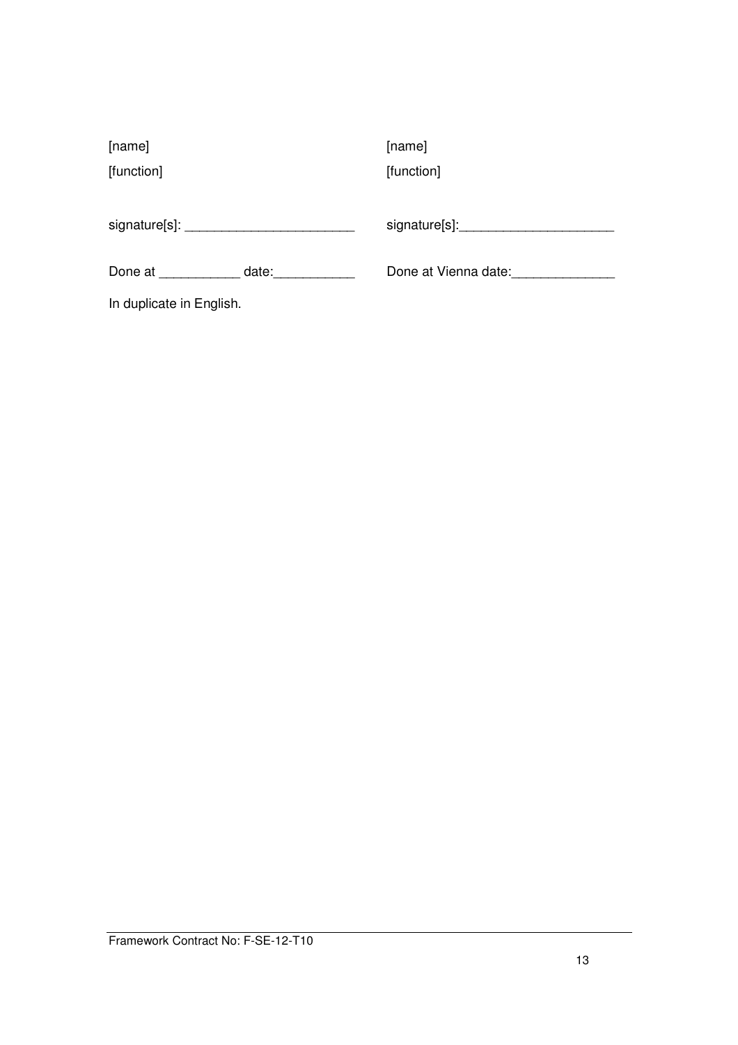| [name] | [name] |
|---|---|
| [function] | [function] |
| signature[s]: _______________________ | signature[s]:_____________________ |
| Done at ___________ date:___________ | Done at Vienna date:______________ |

In duplicate in English.

Framework Contract No: F-SE-12-T10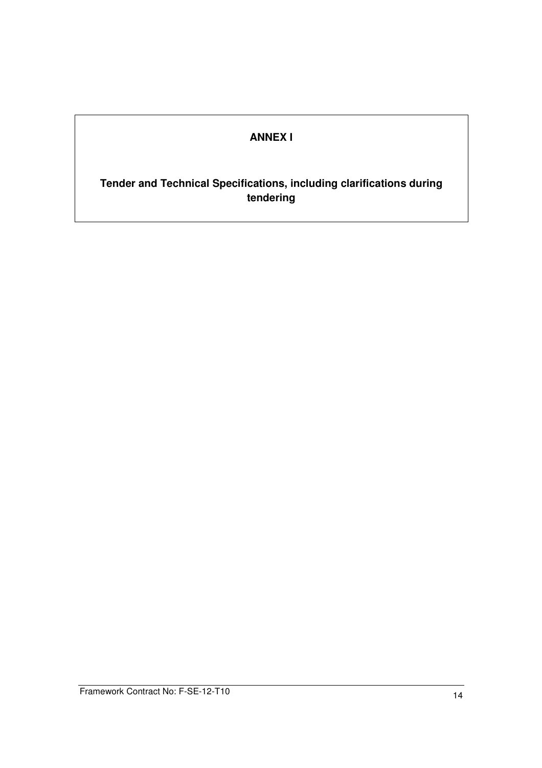**ANNEX I**

**Tender and Technical Specifications, including clarifications during tendering**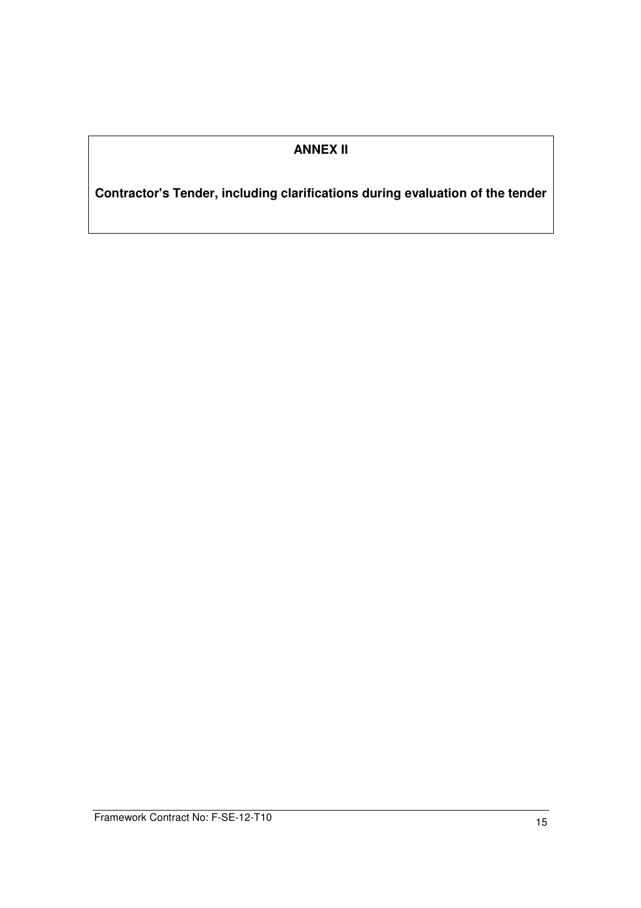# ANNEX II

**Contractor's Tender, including clarifications during evaluation of the tender**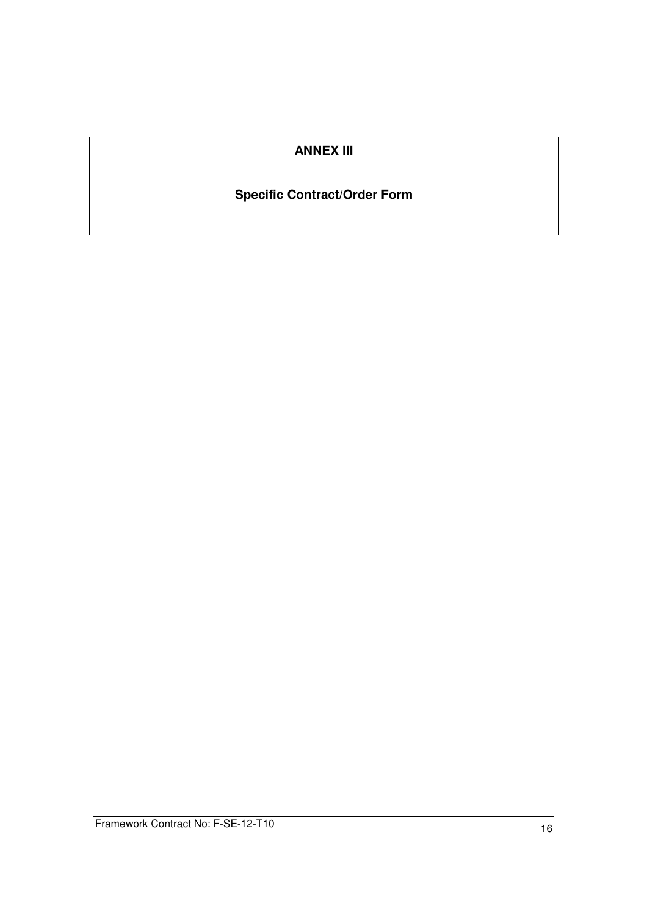# ANNEX III

## Specific Contract/Order Form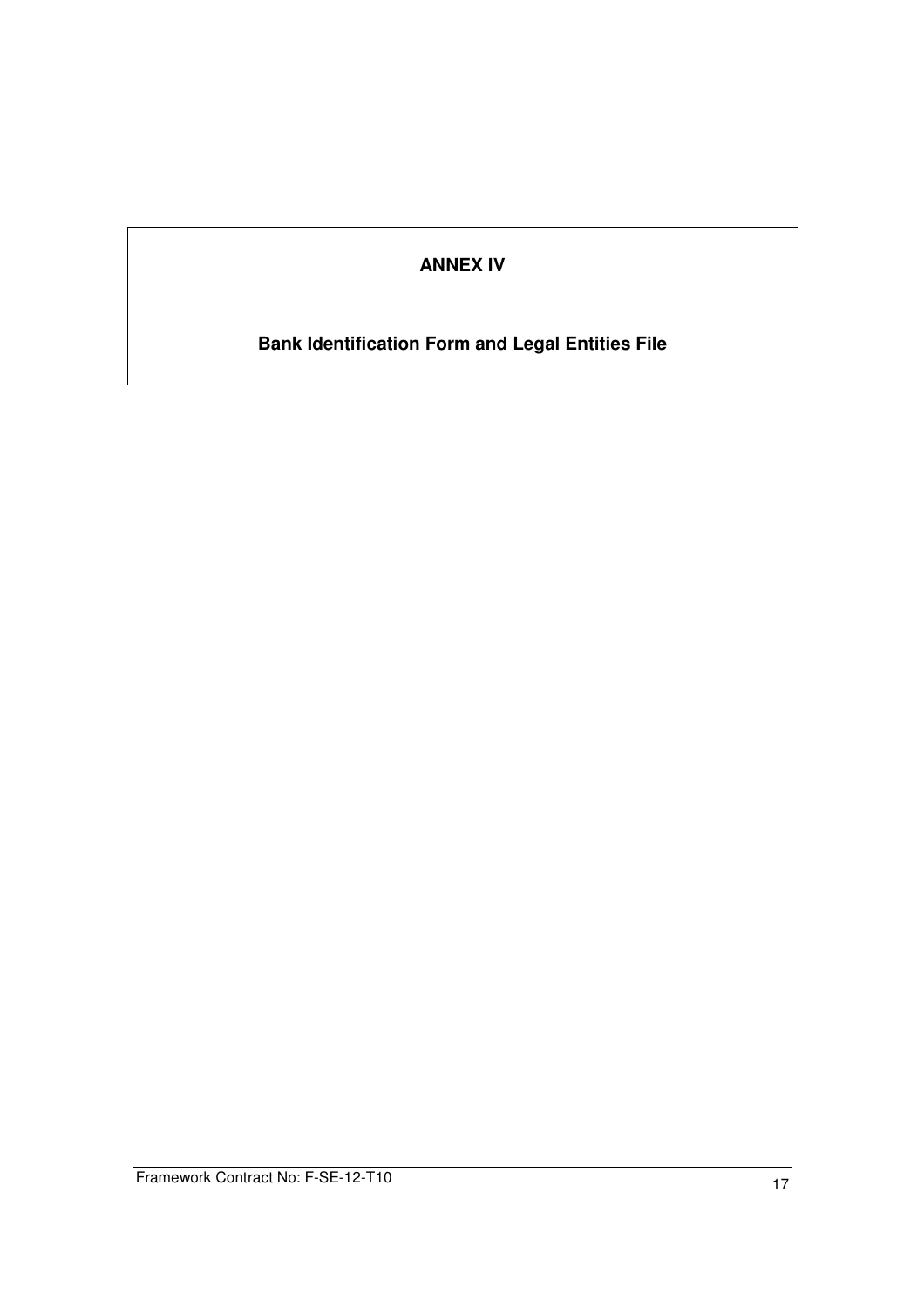**ANNEX IV**

**Bank Identification Form and Legal Entities File**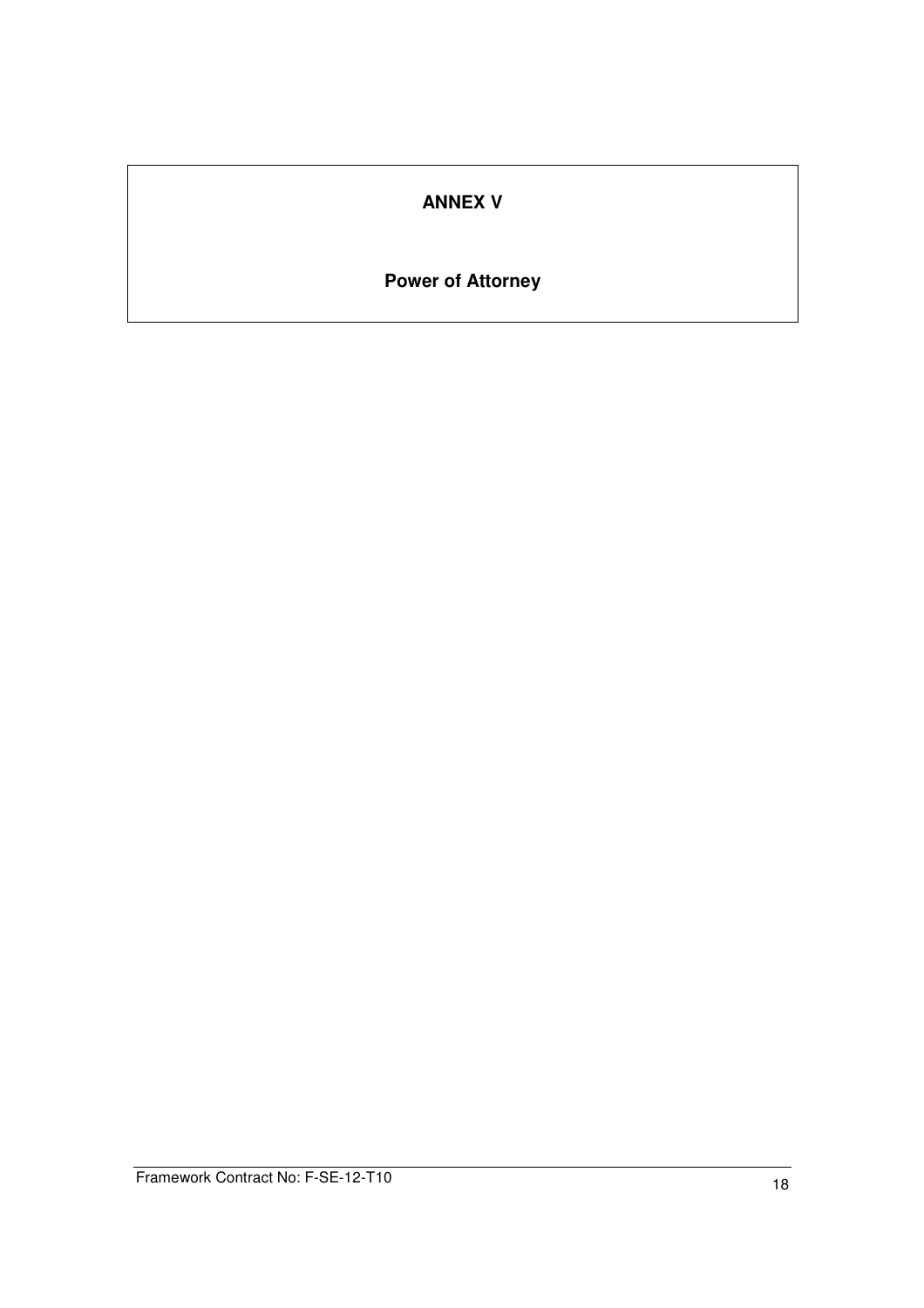# ANNEX V

## Power of Attorney